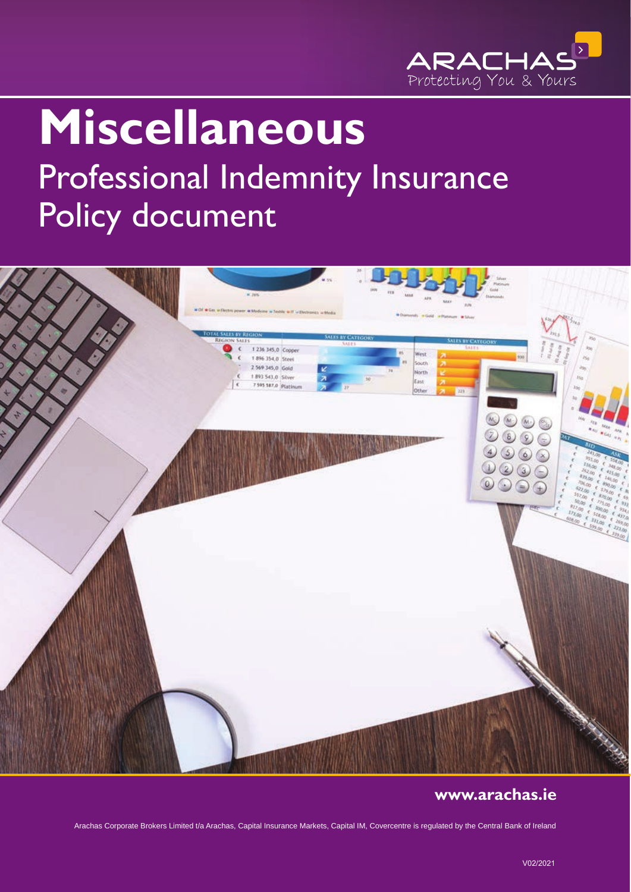ARACHAS
Protecting You & Yours

# Miscellaneous

## Professional Indemnity Insurance Policy document

**www.arachas.ie**

Arachas Corporate Brokers Limited t/a Arachas, Capital Insurance Markets, Capital IM, Covercentre is regulated by the Central Bank of Ireland

V02/2021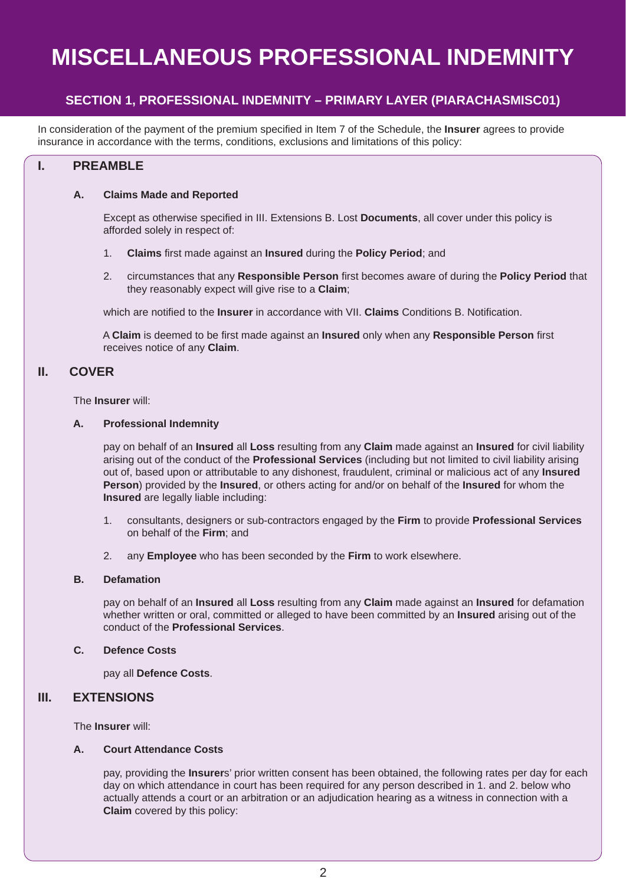# MISCELLANEOUS PROFESSIONAL INDEMNITY

## SECTION 1, PROFESSIONAL INDEMNITY – PRIMARY LAYER (PIARACHASMISC01)

In consideration of the payment of the premium specified in Item 7 of the Schedule, the **Insurer** agrees to provide insurance in accordance with the terms, conditions, exclusions and limitations of this policy:

## I. PREAMBLE

### A. Claims Made and Reported

Except as otherwise specified in III. Extensions B. Lost **Documents**, all cover under this policy is afforded solely in respect of:

1. **Claims** first made against an **Insured** during the **Policy Period**; and
2. circumstances that any **Responsible Person** first becomes aware of during the **Policy Period** that they reasonably expect will give rise to a **Claim**;

which are notified to the **Insurer** in accordance with VII. **Claims** Conditions B. Notification.

A **Claim** is deemed to be first made against an **Insured** only when any **Responsible Person** first receives notice of any **Claim**.

## II. COVER

The **Insurer** will:

### A. Professional Indemnity

pay on behalf of an **Insured** all **Loss** resulting from any **Claim** made against an **Insured** for civil liability arising out of the conduct of the **Professional Services** (including but not limited to civil liability arising out of, based upon or attributable to any dishonest, fraudulent, criminal or malicious act of any **Insured Person**) provided by the **Insured**, or others acting for and/or on behalf of the **Insured** for whom the **Insured** are legally liable including:

1. consultants, designers or sub-contractors engaged by the **Firm** to provide **Professional Services** on behalf of the **Firm**; and
2. any **Employee** who has been seconded by the **Firm** to work elsewhere.

### B. Defamation

pay on behalf of an **Insured** all **Loss** resulting from any **Claim** made against an **Insured** for defamation whether written or oral, committed or alleged to have been committed by an **Insured** arising out of the conduct of the **Professional Services**.

### C. Defence Costs

pay all **Defence Costs**.

## III. EXTENSIONS

The **Insurer** will:

### A. Court Attendance Costs

pay, providing the **Insurer**s' prior written consent has been obtained, the following rates per day for each day on which attendance in court has been required for any person described in 1. and 2. below who actually attends a court or an arbitration or an adjudication hearing as a witness in connection with a **Claim** covered by this policy: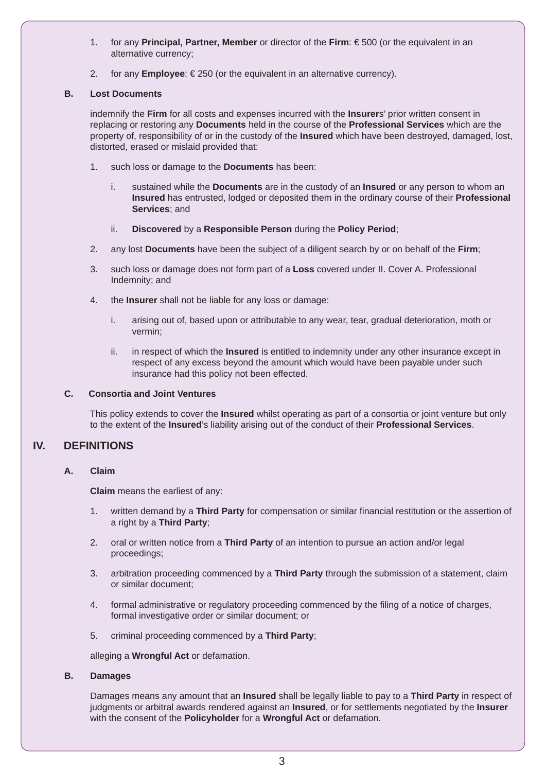1. for any **Principal, Partner, Member** or director of the **Firm**: € 500 (or the equivalent in an alternative currency;

2. for any **Employee**: € 250 (or the equivalent in an alternative currency).

**B. Lost Documents**

indemnify the **Firm** for all costs and expenses incurred with the **Insurer**s' prior written consent in replacing or restoring any **Documents** held in the course of the **Professional Services** which are the property of, responsibility of or in the custody of the **Insured** which have been destroyed, damaged, lost, distorted, erased or mislaid provided that:

1. such loss or damage to the **Documents** has been:

   i. sustained while the **Documents** are in the custody of an **Insured** or any person to whom an **Insured** has entrusted, lodged or deposited them in the ordinary course of their **Professional Services**; and

   ii. **Discovered** by a **Responsible Person** during the **Policy Period**;

2. any lost **Documents** have been the subject of a diligent search by or on behalf of the **Firm**;

3. such loss or damage does not form part of a **Loss** covered under II. Cover A. Professional Indemnity; and

4. the **Insurer** shall not be liable for any loss or damage:

   i. arising out of, based upon or attributable to any wear, tear, gradual deterioration, moth or vermin;

   ii. in respect of which the **Insured** is entitled to indemnity under any other insurance except in respect of any excess beyond the amount which would have been payable under such insurance had this policy not been effected.

**C. Consortia and Joint Ventures**

This policy extends to cover the **Insured** whilst operating as part of a consortia or joint venture but only to the extent of the **Insured**'s liability arising out of the conduct of their **Professional Services**.

## IV. DEFINITIONS

**A. Claim**

**Claim** means the earliest of any:

1. written demand by a **Third Party** for compensation or similar financial restitution or the assertion of a right by a **Third Party**;

2. oral or written notice from a **Third Party** of an intention to pursue an action and/or legal proceedings;

3. arbitration proceeding commenced by a **Third Party** through the submission of a statement, claim or similar document;

4. formal administrative or regulatory proceeding commenced by the filing of a notice of charges, formal investigative order or similar document; or

5. criminal proceeding commenced by a **Third Party**;

alleging a **Wrongful Act** or defamation.

**B. Damages**

Damages means any amount that an **Insured** shall be legally liable to pay to a **Third Party** in respect of judgments or arbitral awards rendered against an **Insured**, or for settlements negotiated by the **Insurer** with the consent of the **Policyholder** for a **Wrongful Act** or defamation.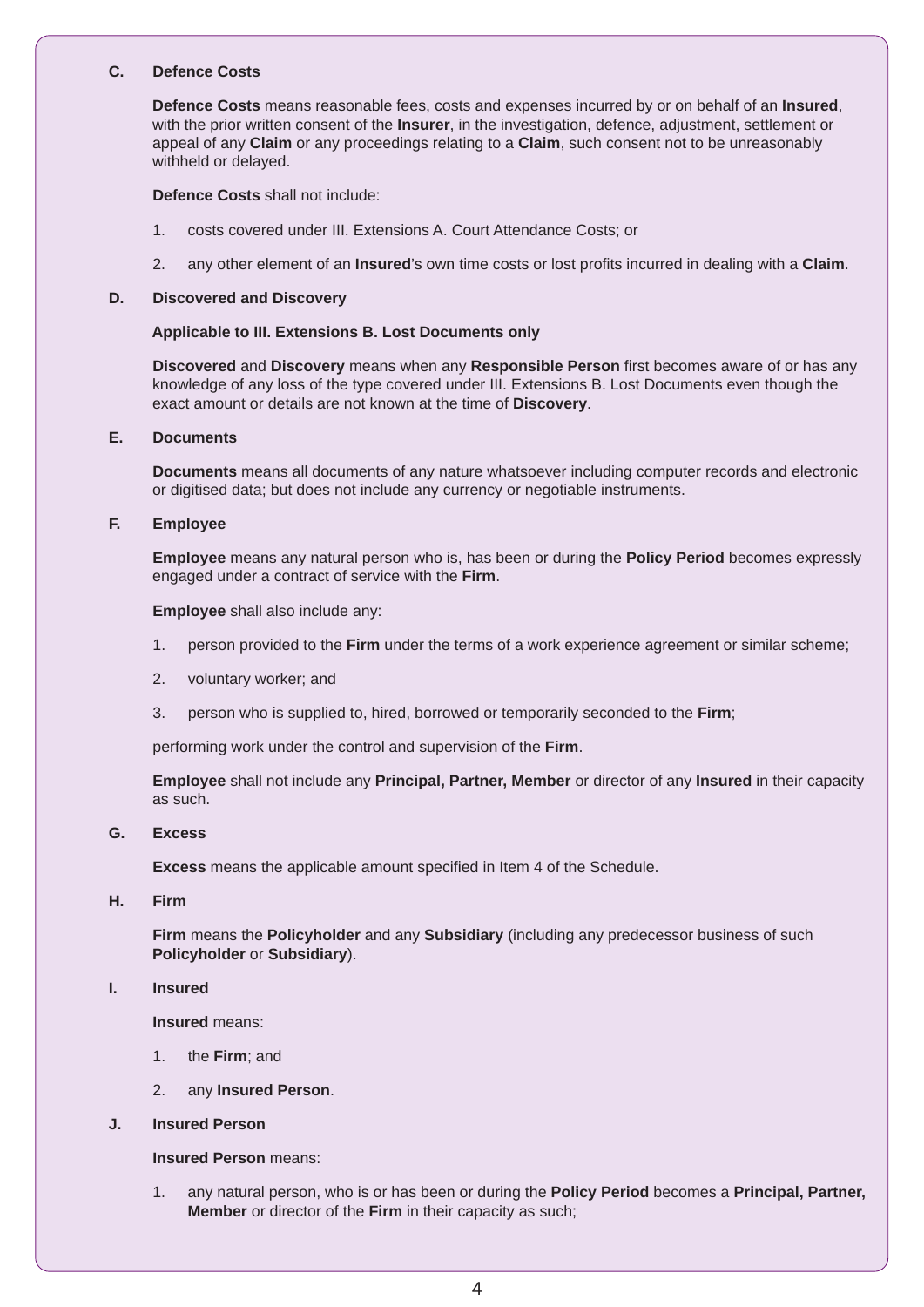### C. Defence Costs

**Defence Costs** means reasonable fees, costs and expenses incurred by or on behalf of an **Insured**, with the prior written consent of the **Insurer**, in the investigation, defence, adjustment, settlement or appeal of any **Claim** or any proceedings relating to a **Claim**, such consent not to be unreasonably withheld or delayed.

**Defence Costs** shall not include:

1. costs covered under III. Extensions A. Court Attendance Costs; or
2. any other element of an **Insured**'s own time costs or lost profits incurred in dealing with a **Claim**.

### D. Discovered and Discovery

**Applicable to III. Extensions B. Lost Documents only**

**Discovered** and **Discovery** means when any **Responsible Person** first becomes aware of or has any knowledge of any loss of the type covered under III. Extensions B. Lost Documents even though the exact amount or details are not known at the time of **Discovery**.

### E. Documents

**Documents** means all documents of any nature whatsoever including computer records and electronic or digitised data; but does not include any currency or negotiable instruments.

### F. Employee

**Employee** means any natural person who is, has been or during the **Policy Period** becomes expressly engaged under a contract of service with the **Firm**.

**Employee** shall also include any:

1. person provided to the **Firm** under the terms of a work experience agreement or similar scheme;
2. voluntary worker; and
3. person who is supplied to, hired, borrowed or temporarily seconded to the **Firm**;

performing work under the control and supervision of the **Firm**.

**Employee** shall not include any **Principal, Partner, Member** or director of any **Insured** in their capacity as such.

### G. Excess

**Excess** means the applicable amount specified in Item 4 of the Schedule.

### H. Firm

**Firm** means the **Policyholder** and any **Subsidiary** (including any predecessor business of such **Policyholder** or **Subsidiary**).

### I. Insured

**Insured** means:

1. the **Firm**; and
2. any **Insured Person**.

### J. Insured Person

**Insured Person** means:

1. any natural person, who is or has been or during the **Policy Period** becomes a **Principal, Partner, Member** or director of the **Firm** in their capacity as such;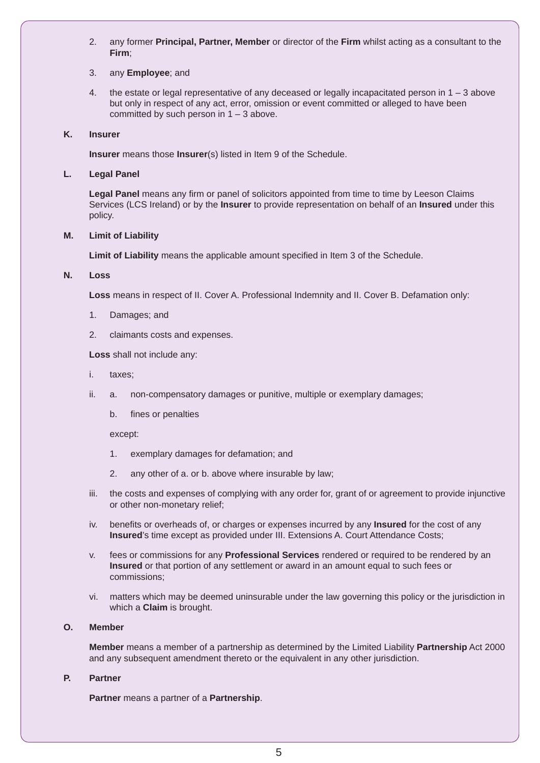2. any former **Principal, Partner, Member** or director of the **Firm** whilst acting as a consultant to the **Firm**;

3. any **Employee**; and

4. the estate or legal representative of any deceased or legally incapacitated person in 1 – 3 above but only in respect of any act, error, omission or event committed or alleged to have been committed by such person in 1 – 3 above.

**K. Insurer**

**Insurer** means those **Insurer**(s) listed in Item 9 of the Schedule.

**L. Legal Panel**

**Legal Panel** means any firm or panel of solicitors appointed from time to time by Leeson Claims Services (LCS Ireland) or by the **Insurer** to provide representation on behalf of an **Insured** under this policy.

**M. Limit of Liability**

**Limit of Liability** means the applicable amount specified in Item 3 of the Schedule.

**N. Loss**

**Loss** means in respect of II. Cover A. Professional Indemnity and II. Cover B. Defamation only:

1. Damages; and
2. claimants costs and expenses.

**Loss** shall not include any:

i. taxes;

ii. a. non-compensatory damages or punitive, multiple or exemplary damages;

  b. fines or penalties

  except:

  1. exemplary damages for defamation; and
  2. any other of a. or b. above where insurable by law;

iii. the costs and expenses of complying with any order for, grant of or agreement to provide injunctive or other non-monetary relief;

iv. benefits or overheads of, or charges or expenses incurred by any **Insured** for the cost of any **Insured**'s time except as provided under III. Extensions A. Court Attendance Costs;

v. fees or commissions for any **Professional Services** rendered or required to be rendered by an **Insured** or that portion of any settlement or award in an amount equal to such fees or commissions;

vi. matters which may be deemed uninsurable under the law governing this policy or the jurisdiction in which a **Claim** is brought.

**O. Member**

**Member** means a member of a partnership as determined by the Limited Liability **Partnership** Act 2000 and any subsequent amendment thereto or the equivalent in any other jurisdiction.

**P. Partner**

**Partner** means a partner of a **Partnership**.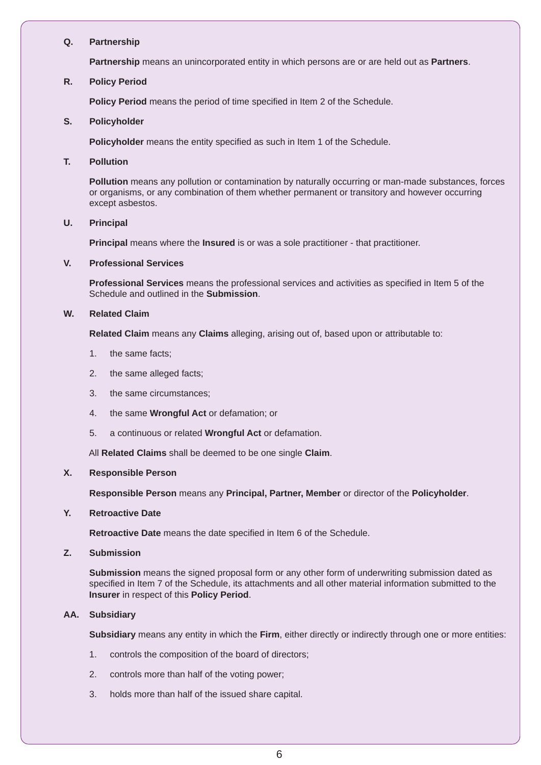**Q. Partnership**

**Partnership** means an unincorporated entity in which persons are or are held out as **Partners**.

**R. Policy Period**

**Policy Period** means the period of time specified in Item 2 of the Schedule.

**S. Policyholder**

**Policyholder** means the entity specified as such in Item 1 of the Schedule.

**T. Pollution**

**Pollution** means any pollution or contamination by naturally occurring or man-made substances, forces or organisms, or any combination of them whether permanent or transitory and however occurring except asbestos.

**U. Principal**

**Principal** means where the **Insured** is or was a sole practitioner - that practitioner.

**V. Professional Services**

**Professional Services** means the professional services and activities as specified in Item 5 of the Schedule and outlined in the **Submission**.

**W. Related Claim**

**Related Claim** means any **Claims** alleging, arising out of, based upon or attributable to:

1. the same facts;
2. the same alleged facts;
3. the same circumstances;
4. the same **Wrongful Act** or defamation; or
5. a continuous or related **Wrongful Act** or defamation.

All **Related Claims** shall be deemed to be one single **Claim**.

**X. Responsible Person**

**Responsible Person** means any **Principal, Partner, Member** or director of the **Policyholder**.

**Y. Retroactive Date**

**Retroactive Date** means the date specified in Item 6 of the Schedule.

**Z. Submission**

**Submission** means the signed proposal form or any other form of underwriting submission dated as specified in Item 7 of the Schedule, its attachments and all other material information submitted to the **Insurer** in respect of this **Policy Period**.

**AA. Subsidiary**

**Subsidiary** means any entity in which the **Firm**, either directly or indirectly through one or more entities:

1. controls the composition of the board of directors;
2. controls more than half of the voting power;
3. holds more than half of the issued share capital.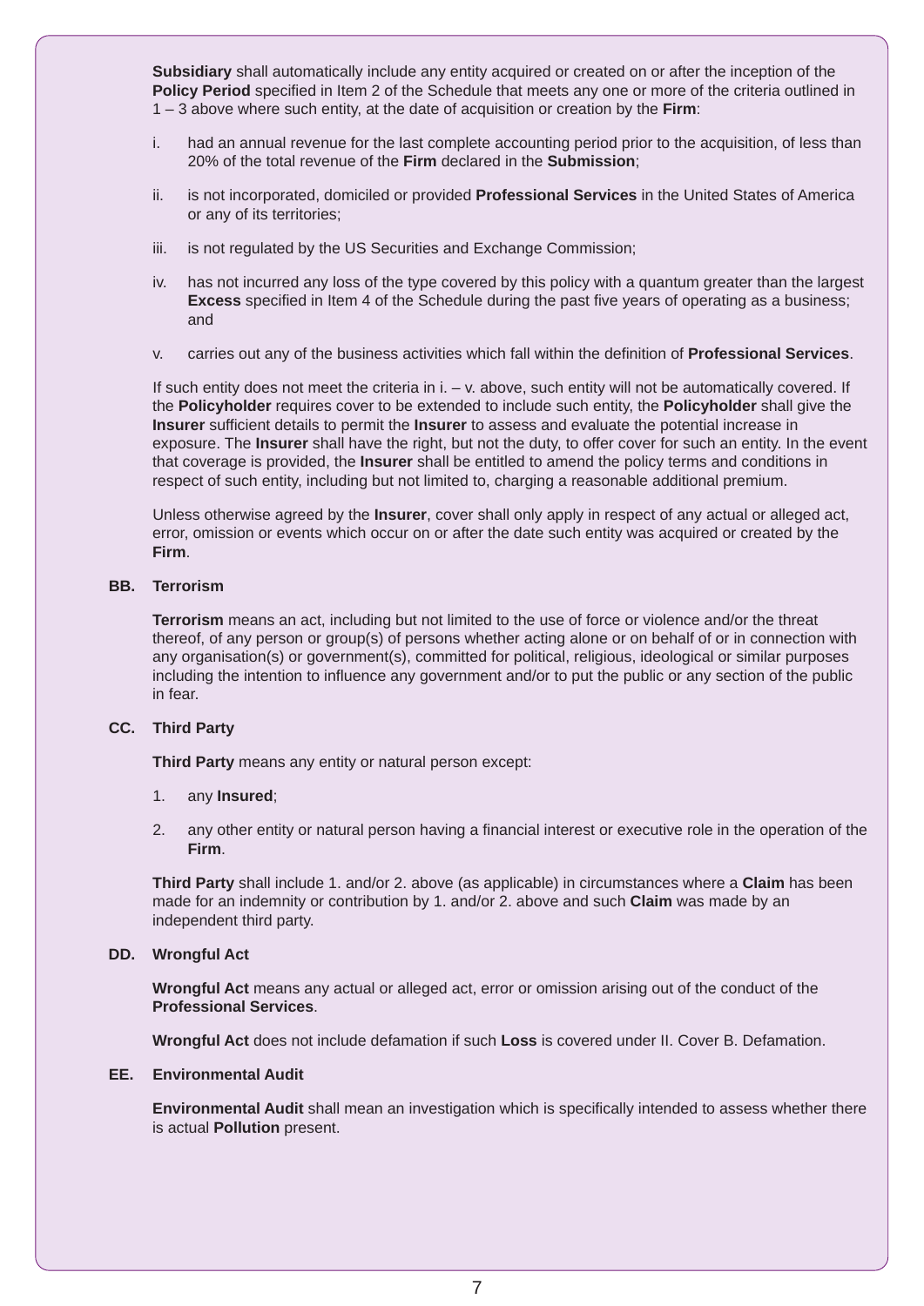**Subsidiary** shall automatically include any entity acquired or created on or after the inception of the **Policy Period** specified in Item 2 of the Schedule that meets any one or more of the criteria outlined in 1 – 3 above where such entity, at the date of acquisition or creation by the **Firm**:

i. had an annual revenue for the last complete accounting period prior to the acquisition, of less than 20% of the total revenue of the **Firm** declared in the **Submission**;

ii. is not incorporated, domiciled or provided **Professional Services** in the United States of America or any of its territories;

iii. is not regulated by the US Securities and Exchange Commission;

iv. has not incurred any loss of the type covered by this policy with a quantum greater than the largest **Excess** specified in Item 4 of the Schedule during the past five years of operating as a business; and

v. carries out any of the business activities which fall within the definition of **Professional Services**.

If such entity does not meet the criteria in i. – v. above, such entity will not be automatically covered. If the **Policyholder** requires cover to be extended to include such entity, the **Policyholder** shall give the **Insurer** sufficient details to permit the **Insurer** to assess and evaluate the potential increase in exposure. The **Insurer** shall have the right, but not the duty, to offer cover for such an entity. In the event that coverage is provided, the **Insurer** shall be entitled to amend the policy terms and conditions in respect of such entity, including but not limited to, charging a reasonable additional premium.

Unless otherwise agreed by the **Insurer**, cover shall only apply in respect of any actual or alleged act, error, omission or events which occur on or after the date such entity was acquired or created by the **Firm**.

**BB. Terrorism**

**Terrorism** means an act, including but not limited to the use of force or violence and/or the threat thereof, of any person or group(s) of persons whether acting alone or on behalf of or in connection with any organisation(s) or government(s), committed for political, religious, ideological or similar purposes including the intention to influence any government and/or to put the public or any section of the public in fear.

**CC. Third Party**

**Third Party** means any entity or natural person except:

1. any **Insured**;

2. any other entity or natural person having a financial interest or executive role in the operation of the **Firm**.

**Third Party** shall include 1. and/or 2. above (as applicable) in circumstances where a **Claim** has been made for an indemnity or contribution by 1. and/or 2. above and such **Claim** was made by an independent third party.

**DD. Wrongful Act**

**Wrongful Act** means any actual or alleged act, error or omission arising out of the conduct of the **Professional Services**.

**Wrongful Act** does not include defamation if such **Loss** is covered under II. Cover B. Defamation.

**EE. Environmental Audit**

**Environmental Audit** shall mean an investigation which is specifically intended to assess whether there is actual **Pollution** present.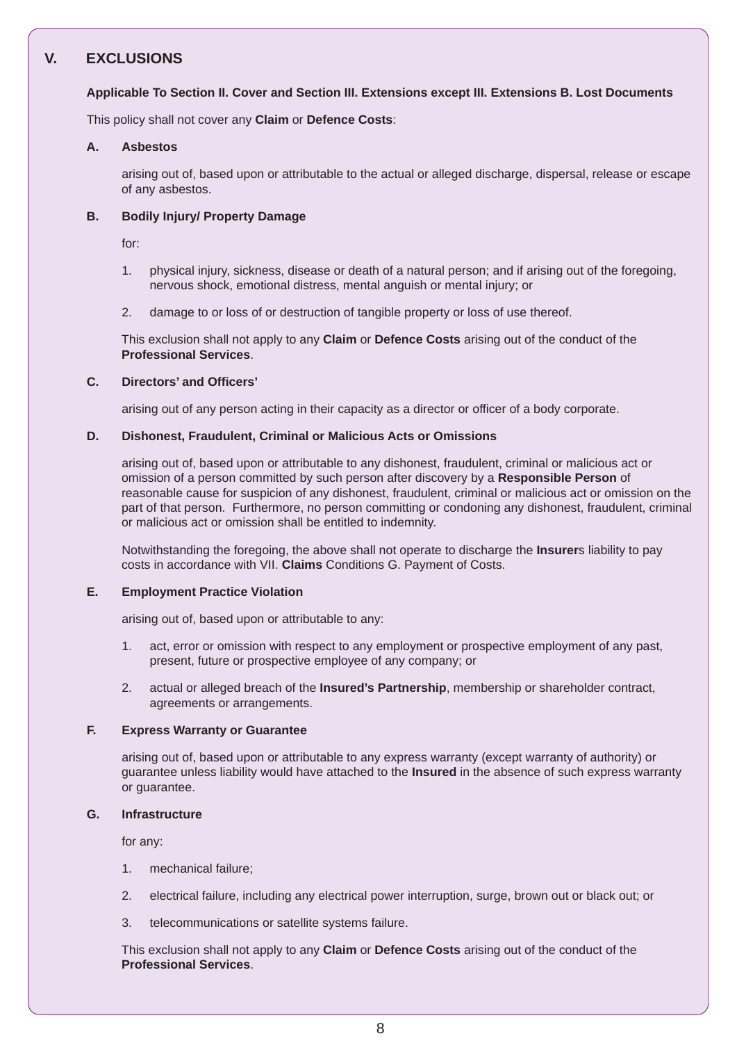## V. EXCLUSIONS

**Applicable To Section II. Cover and Section III. Extensions except III. Extensions B. Lost Documents**

This policy shall not cover any **Claim** or **Defence Costs**:

### A. Asbestos

arising out of, based upon or attributable to the actual or alleged discharge, dispersal, release or escape of any asbestos.

### B. Bodily Injury/ Property Damage

for:

1. physical injury, sickness, disease or death of a natural person; and if arising out of the foregoing, nervous shock, emotional distress, mental anguish or mental injury; or
2. damage to or loss of or destruction of tangible property or loss of use thereof.

This exclusion shall not apply to any **Claim** or **Defence Costs** arising out of the conduct of the **Professional Services**.

### C. Directors' and Officers'

arising out of any person acting in their capacity as a director or officer of a body corporate.

### D. Dishonest, Fraudulent, Criminal or Malicious Acts or Omissions

arising out of, based upon or attributable to any dishonest, fraudulent, criminal or malicious act or omission of a person committed by such person after discovery by a **Responsible Person** of reasonable cause for suspicion of any dishonest, fraudulent, criminal or malicious act or omission on the part of that person. Furthermore, no person committing or condoning any dishonest, fraudulent, criminal or malicious act or omission shall be entitled to indemnity.

Notwithstanding the foregoing, the above shall not operate to discharge the **Insurer**s liability to pay costs in accordance with VII. **Claims** Conditions G. Payment of Costs.

### E. Employment Practice Violation

arising out of, based upon or attributable to any:

1. act, error or omission with respect to any employment or prospective employment of any past, present, future or prospective employee of any company; or
2. actual or alleged breach of the **Insured's Partnership**, membership or shareholder contract, agreements or arrangements.

### F. Express Warranty or Guarantee

arising out of, based upon or attributable to any express warranty (except warranty of authority) or guarantee unless liability would have attached to the **Insured** in the absence of such express warranty or guarantee.

### G. Infrastructure

for any:

1. mechanical failure;
2. electrical failure, including any electrical power interruption, surge, brown out or black out; or
3. telecommunications or satellite systems failure.

This exclusion shall not apply to any **Claim** or **Defence Costs** arising out of the conduct of the **Professional Services**.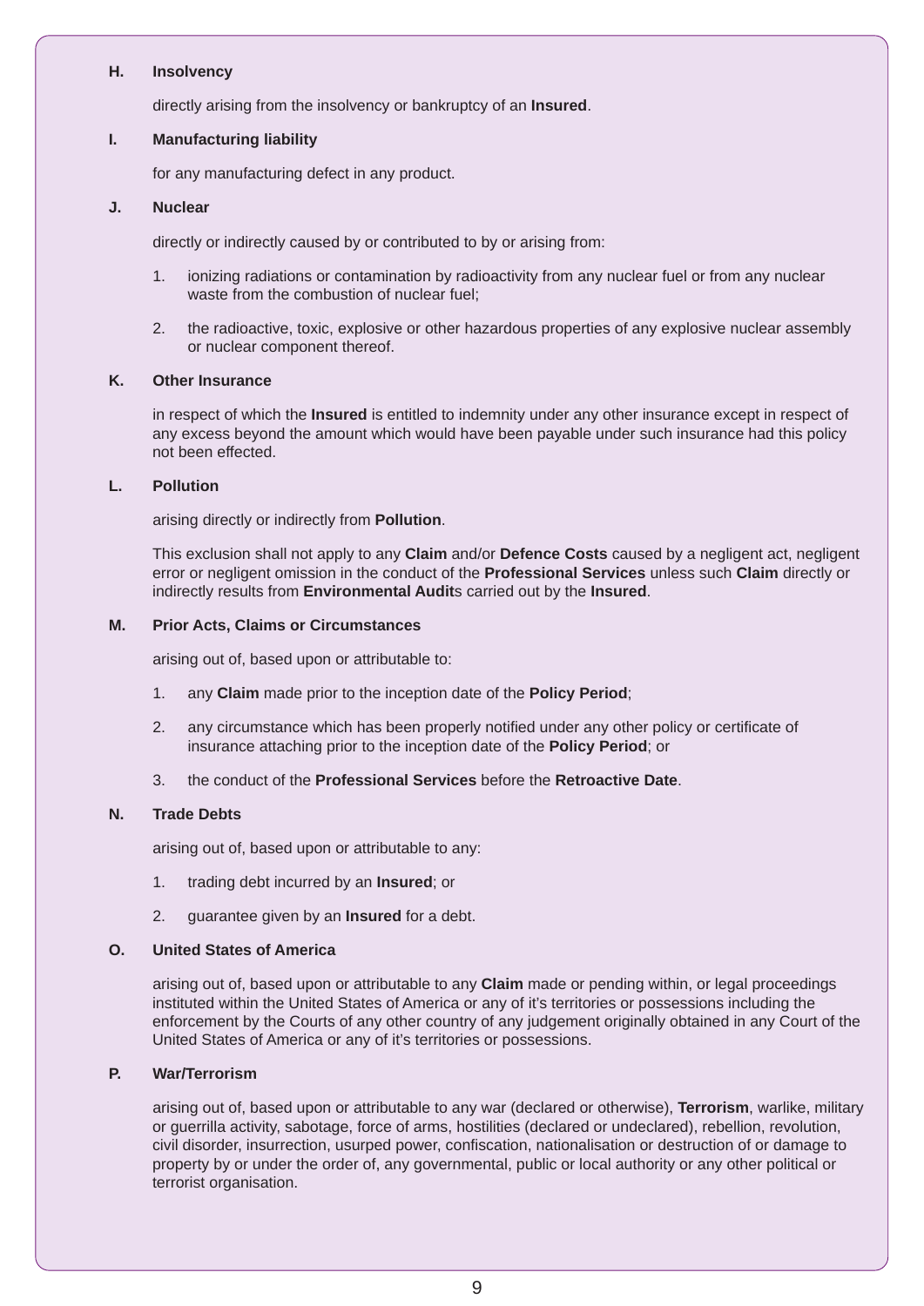**H. Insolvency**

directly arising from the insolvency or bankruptcy of an **Insured**.

**I. Manufacturing liability**

for any manufacturing defect in any product.

**J. Nuclear**

directly or indirectly caused by or contributed to by or arising from:

1. ionizing radiations or contamination by radioactivity from any nuclear fuel or from any nuclear waste from the combustion of nuclear fuel;
2. the radioactive, toxic, explosive or other hazardous properties of any explosive nuclear assembly or nuclear component thereof.

**K. Other Insurance**

in respect of which the **Insured** is entitled to indemnity under any other insurance except in respect of any excess beyond the amount which would have been payable under such insurance had this policy not been effected.

**L. Pollution**

arising directly or indirectly from **Pollution**.

This exclusion shall not apply to any **Claim** and/or **Defence Costs** caused by a negligent act, negligent error or negligent omission in the conduct of the **Professional Services** unless such **Claim** directly or indirectly results from **Environmental Audit**s carried out by the **Insured**.

**M. Prior Acts, Claims or Circumstances**

arising out of, based upon or attributable to:

1. any **Claim** made prior to the inception date of the **Policy Period**;
2. any circumstance which has been properly notified under any other policy or certificate of insurance attaching prior to the inception date of the **Policy Period**; or
3. the conduct of the **Professional Services** before the **Retroactive Date**.

**N. Trade Debts**

arising out of, based upon or attributable to any:

1. trading debt incurred by an **Insured**; or
2. guarantee given by an **Insured** for a debt.

**O. United States of America**

arising out of, based upon or attributable to any **Claim** made or pending within, or legal proceedings instituted within the United States of America or any of it's territories or possessions including the enforcement by the Courts of any other country of any judgement originally obtained in any Court of the United States of America or any of it's territories or possessions.

**P. War/Terrorism**

arising out of, based upon or attributable to any war (declared or otherwise), **Terrorism**, warlike, military or guerrilla activity, sabotage, force of arms, hostilities (declared or undeclared), rebellion, revolution, civil disorder, insurrection, usurped power, confiscation, nationalisation or destruction of or damage to property by or under the order of, any governmental, public or local authority or any other political or terrorist organisation.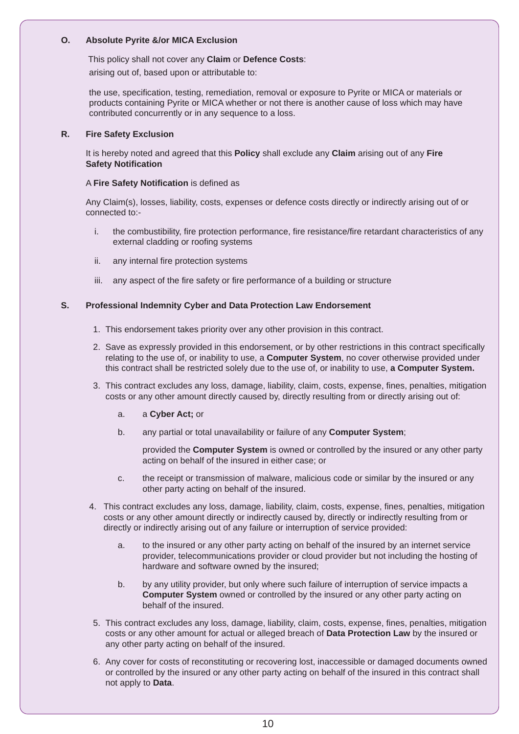**O. Absolute Pyrite &/or MICA Exclusion**

This policy shall not cover any **Claim** or **Defence Costs**:
arising out of, based upon or attributable to:

the use, specification, testing, remediation, removal or exposure to Pyrite or MICA or materials or products containing Pyrite or MICA whether or not there is another cause of loss which may have contributed concurrently or in any sequence to a loss.

**R. Fire Safety Exclusion**

It is hereby noted and agreed that this **Policy** shall exclude any **Claim** arising out of any **Fire Safety Notification**

A **Fire Safety Notification** is defined as

Any Claim(s), losses, liability, costs, expenses or defence costs directly or indirectly arising out of or connected to:-

i. the combustibility, fire protection performance, fire resistance/fire retardant characteristics of any external cladding or roofing systems

ii. any internal fire protection systems

iii. any aspect of the fire safety or fire performance of a building or structure

**S. Professional Indemnity Cyber and Data Protection Law Endorsement**

1. This endorsement takes priority over any other provision in this contract.

2. Save as expressly provided in this endorsement, or by other restrictions in this contract specifically relating to the use of, or inability to use, a **Computer System**, no cover otherwise provided under this contract shall be restricted solely due to the use of, or inability to use, **a Computer System.**

3. This contract excludes any loss, damage, liability, claim, costs, expense, fines, penalties, mitigation costs or any other amount directly caused by, directly resulting from or directly arising out of:

   a. a **Cyber Act;** or

   b. any partial or total unavailability or failure of any **Computer System**;

      provided the **Computer System** is owned or controlled by the insured or any other party acting on behalf of the insured in either case; or

   c. the receipt or transmission of malware, malicious code or similar by the insured or any other party acting on behalf of the insured.

4. This contract excludes any loss, damage, liability, claim, costs, expense, fines, penalties, mitigation costs or any other amount directly or indirectly caused by, directly or indirectly resulting from or directly or indirectly arising out of any failure or interruption of service provided:

   a. to the insured or any other party acting on behalf of the insured by an internet service provider, telecommunications provider or cloud provider but not including the hosting of hardware and software owned by the insured;

   b. by any utility provider, but only where such failure of interruption of service impacts a **Computer System** owned or controlled by the insured or any other party acting on behalf of the insured.

5. This contract excludes any loss, damage, liability, claim, costs, expense, fines, penalties, mitigation costs or any other amount for actual or alleged breach of **Data Protection Law** by the insured or any other party acting on behalf of the insured.

6. Any cover for costs of reconstituting or recovering lost, inaccessible or damaged documents owned or controlled by the insured or any other party acting on behalf of the insured in this contract shall not apply to **Data**.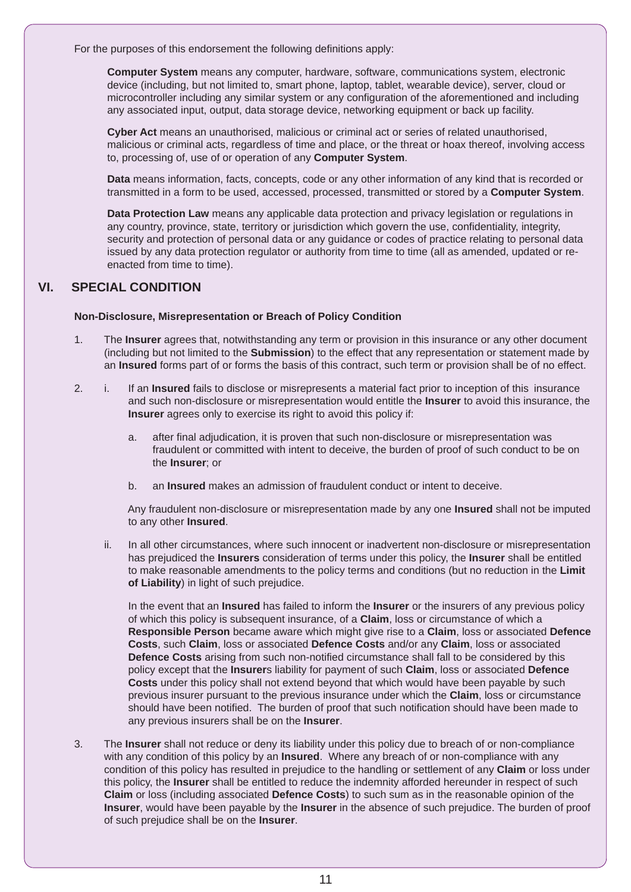For the purposes of this endorsement the following definitions apply:

**Computer System** means any computer, hardware, software, communications system, electronic device (including, but not limited to, smart phone, laptop, tablet, wearable device), server, cloud or microcontroller including any similar system or any configuration of the aforementioned and including any associated input, output, data storage device, networking equipment or back up facility.

**Cyber Act** means an unauthorised, malicious or criminal act or series of related unauthorised, malicious or criminal acts, regardless of time and place, or the threat or hoax thereof, involving access to, processing of, use of or operation of any **Computer System**.

**Data** means information, facts, concepts, code or any other information of any kind that is recorded or transmitted in a form to be used, accessed, processed, transmitted or stored by a **Computer System**.

**Data Protection Law** means any applicable data protection and privacy legislation or regulations in any country, province, state, territory or jurisdiction which govern the use, confidentiality, integrity, security and protection of personal data or any guidance or codes of practice relating to personal data issued by any data protection regulator or authority from time to time (all as amended, updated or re-enacted from time to time).

## VI. SPECIAL CONDITION

**Non-Disclosure, Misrepresentation or Breach of Policy Condition**

1. The **Insurer** agrees that, notwithstanding any term or provision in this insurance or any other document (including but not limited to the **Submission**) to the effect that any representation or statement made by an **Insured** forms part of or forms the basis of this contract, such term or provision shall be of no effect.

2. i. If an **Insured** fails to disclose or misrepresents a material fact prior to inception of this insurance and such non-disclosure or misrepresentation would entitle the **Insurer** to avoid this insurance, the **Insurer** agrees only to exercise its right to avoid this policy if:

   a. after final adjudication, it is proven that such non-disclosure or misrepresentation was fraudulent or committed with intent to deceive, the burden of proof of such conduct to be on the **Insurer**; or

   b. an **Insured** makes an admission of fraudulent conduct or intent to deceive.

   Any fraudulent non-disclosure or misrepresentation made by any one **Insured** shall not be imputed to any other **Insured**.

   ii. In all other circumstances, where such innocent or inadvertent non-disclosure or misrepresentation has prejudiced the **Insurers** consideration of terms under this policy, the **Insurer** shall be entitled to make reasonable amendments to the policy terms and conditions (but no reduction in the **Limit of Liability**) in light of such prejudice.

   In the event that an **Insured** has failed to inform the **Insurer** or the insurers of any previous policy of which this policy is subsequent insurance, of a **Claim**, loss or circumstance of which a **Responsible Person** became aware which might give rise to a **Claim**, loss or associated **Defence Costs**, such **Claim**, loss or associated **Defence Costs** and/or any **Claim**, loss or associated **Defence Costs** arising from such non-notified circumstance shall fall to be considered by this policy except that the **Insurer**s liability for payment of such **Claim**, loss or associated **Defence Costs** under this policy shall not extend beyond that which would have been payable by such previous insurer pursuant to the previous insurance under which the **Claim**, loss or circumstance should have been notified. The burden of proof that such notification should have been made to any previous insurers shall be on the **Insurer**.

3. The **Insurer** shall not reduce or deny its liability under this policy due to breach of or non-compliance with any condition of this policy by an **Insured**. Where any breach of or non-compliance with any condition of this policy has resulted in prejudice to the handling or settlement of any **Claim** or loss under this policy, the **Insurer** shall be entitled to reduce the indemnity afforded hereunder in respect of such **Claim** or loss (including associated **Defence Costs**) to such sum as in the reasonable opinion of the **Insurer**, would have been payable by the **Insurer** in the absence of such prejudice. The burden of proof of such prejudice shall be on the **Insurer**.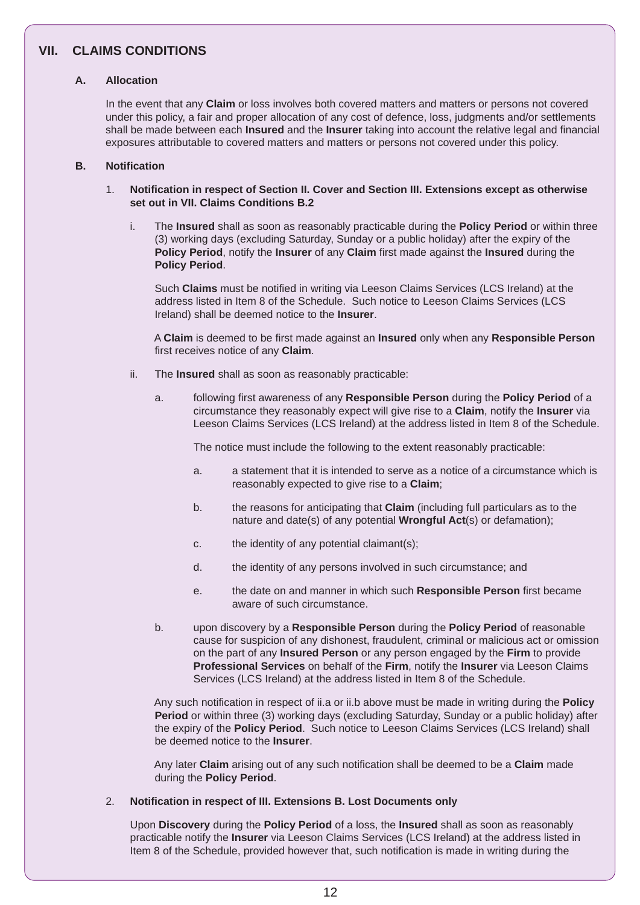## VII. CLAIMS CONDITIONS

### A. Allocation

In the event that any **Claim** or loss involves both covered matters and matters or persons not covered under this policy, a fair and proper allocation of any cost of defence, loss, judgments and/or settlements shall be made between each **Insured** and the **Insurer** taking into account the relative legal and financial exposures attributable to covered matters and matters or persons not covered under this policy.

### B. Notification

1. **Notification in respect of Section II. Cover and Section III. Extensions except as otherwise set out in VII. Claims Conditions B.2**

   i. The **Insured** shall as soon as reasonably practicable during the **Policy Period** or within three (3) working days (excluding Saturday, Sunday or a public holiday) after the expiry of the **Policy Period**, notify the **Insurer** of any **Claim** first made against the **Insured** during the **Policy Period**.

      Such **Claims** must be notified in writing via Leeson Claims Services (LCS Ireland) at the address listed in Item 8 of the Schedule. Such notice to Leeson Claims Services (LCS Ireland) shall be deemed notice to the **Insurer**.

      A **Claim** is deemed to be first made against an **Insured** only when any **Responsible Person** first receives notice of any **Claim**.

   ii. The **Insured** shall as soon as reasonably practicable:

      a. following first awareness of any **Responsible Person** during the **Policy Period** of a circumstance they reasonably expect will give rise to a **Claim**, notify the **Insurer** via Leeson Claims Services (LCS Ireland) at the address listed in Item 8 of the Schedule.

         The notice must include the following to the extent reasonably practicable:

         a. a statement that it is intended to serve as a notice of a circumstance which is reasonably expected to give rise to a **Claim**;

         b. the reasons for anticipating that **Claim** (including full particulars as to the nature and date(s) of any potential **Wrongful Act**(s) or defamation);

         c. the identity of any potential claimant(s);

         d. the identity of any persons involved in such circumstance; and

         e. the date on and manner in which such **Responsible Person** first became aware of such circumstance.

      b. upon discovery by a **Responsible Person** during the **Policy Period** of reasonable cause for suspicion of any dishonest, fraudulent, criminal or malicious act or omission on the part of any **Insured Person** or any person engaged by the **Firm** to provide **Professional Services** on behalf of the **Firm**, notify the **Insurer** via Leeson Claims Services (LCS Ireland) at the address listed in Item 8 of the Schedule.

      Any such notification in respect of ii.a or ii.b above must be made in writing during the **Policy Period** or within three (3) working days (excluding Saturday, Sunday or a public holiday) after the expiry of the **Policy Period**. Such notice to Leeson Claims Services (LCS Ireland) shall be deemed notice to the **Insurer**.

      Any later **Claim** arising out of any such notification shall be deemed to be a **Claim** made during the **Policy Period**.

2. **Notification in respect of III. Extensions B. Lost Documents only**

   Upon **Discovery** during the **Policy Period** of a loss, the **Insured** shall as soon as reasonably practicable notify the **Insurer** via Leeson Claims Services (LCS Ireland) at the address listed in Item 8 of the Schedule, provided however that, such notification is made in writing during the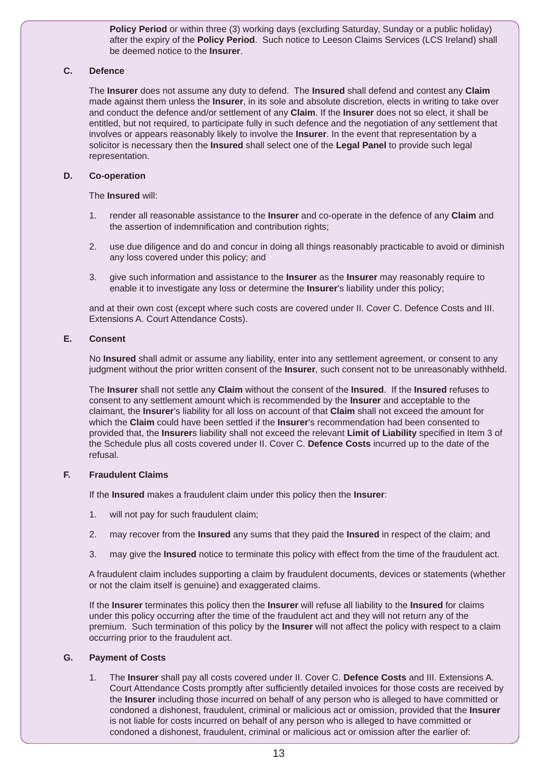**Policy Period** or within three (3) working days (excluding Saturday, Sunday or a public holiday) after the expiry of the **Policy Period**. Such notice to Leeson Claims Services (LCS Ireland) shall be deemed notice to the **Insurer**.

### C. Defence

The **Insurer** does not assume any duty to defend. The **Insured** shall defend and contest any **Claim** made against them unless the **Insurer**, in its sole and absolute discretion, elects in writing to take over and conduct the defence and/or settlement of any **Claim**. If the **Insurer** does not so elect, it shall be entitled, but not required, to participate fully in such defence and the negotiation of any settlement that involves or appears reasonably likely to involve the **Insurer**. In the event that representation by a solicitor is necessary then the **Insured** shall select one of the **Legal Panel** to provide such legal representation.

### D. Co-operation

The **Insured** will:

1. render all reasonable assistance to the **Insurer** and co-operate in the defence of any **Claim** and the assertion of indemnification and contribution rights;
2. use due diligence and do and concur in doing all things reasonably practicable to avoid or diminish any loss covered under this policy; and
3. give such information and assistance to the **Insurer** as the **Insurer** may reasonably require to enable it to investigate any loss or determine the **Insurer**'s liability under this policy;

and at their own cost (except where such costs are covered under II. Cover C. Defence Costs and III. Extensions A. Court Attendance Costs).

### E. Consent

No **Insured** shall admit or assume any liability, enter into any settlement agreement, or consent to any judgment without the prior written consent of the **Insurer**, such consent not to be unreasonably withheld.

The **Insurer** shall not settle any **Claim** without the consent of the **Insured**. If the **Insured** refuses to consent to any settlement amount which is recommended by the **Insurer** and acceptable to the claimant, the **Insurer**'s liability for all loss on account of that **Claim** shall not exceed the amount for which the **Claim** could have been settled if the **Insurer**'s recommendation had been consented to provided that, the **Insurer**s liability shall not exceed the relevant **Limit of Liability** specified in Item 3 of the Schedule plus all costs covered under II. Cover C. **Defence Costs** incurred up to the date of the refusal.

### F. Fraudulent Claims

If the **Insured** makes a fraudulent claim under this policy then the **Insurer**:

1. will not pay for such fraudulent claim;
2. may recover from the **Insured** any sums that they paid the **Insured** in respect of the claim; and
3. may give the **Insured** notice to terminate this policy with effect from the time of the fraudulent act.

A fraudulent claim includes supporting a claim by fraudulent documents, devices or statements (whether or not the claim itself is genuine) and exaggerated claims.

If the **Insurer** terminates this policy then the **Insurer** will refuse all liability to the **Insured** for claims under this policy occurring after the time of the fraudulent act and they will not return any of the premium. Such termination of this policy by the **Insurer** will not affect the policy with respect to a claim occurring prior to the fraudulent act.

### G. Payment of Costs

1. The **Insurer** shall pay all costs covered under II. Cover C. **Defence Costs** and III. Extensions A. Court Attendance Costs promptly after sufficiently detailed invoices for those costs are received by the **Insurer** including those incurred on behalf of any person who is alleged to have committed or condoned a dishonest, fraudulent, criminal or malicious act or omission, provided that the **Insurer** is not liable for costs incurred on behalf of any person who is alleged to have committed or condoned a dishonest, fraudulent, criminal or malicious act or omission after the earlier of: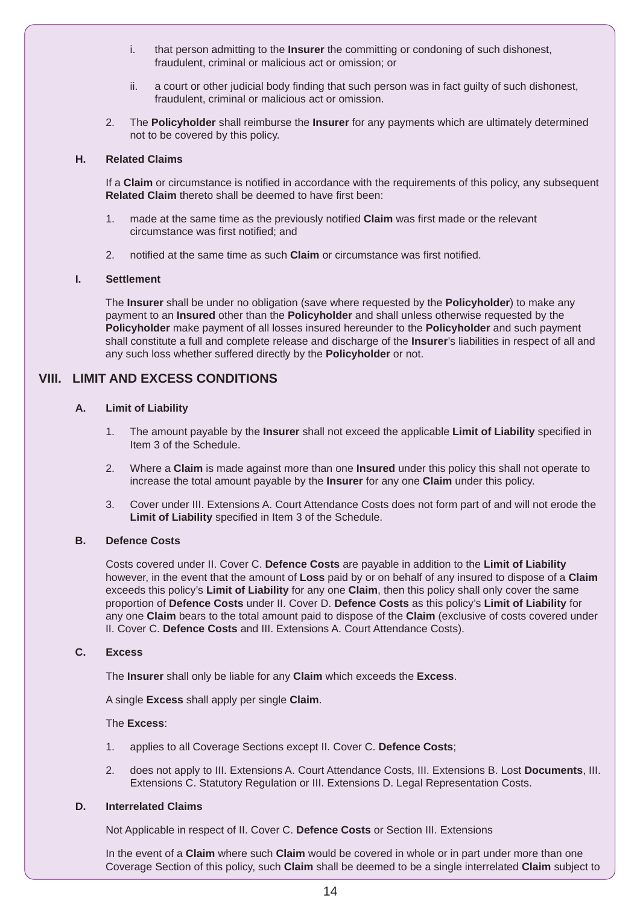i. that person admitting to the **Insurer** the committing or condoning of such dishonest, fraudulent, criminal or malicious act or omission; or

ii. a court or other judicial body finding that such person was in fact guilty of such dishonest, fraudulent, criminal or malicious act or omission.

2. The **Policyholder** shall reimburse the **Insurer** for any payments which are ultimately determined not to be covered by this policy.

### H. Related Claims

If a **Claim** or circumstance is notified in accordance with the requirements of this policy, any subsequent **Related Claim** thereto shall be deemed to have first been:

1. made at the same time as the previously notified **Claim** was first made or the relevant circumstance was first notified; and
2. notified at the same time as such **Claim** or circumstance was first notified.

### I. Settlement

The **Insurer** shall be under no obligation (save where requested by the **Policyholder**) to make any payment to an **Insured** other than the **Policyholder** and shall unless otherwise requested by the **Policyholder** make payment of all losses insured hereunder to the **Policyholder** and such payment shall constitute a full and complete release and discharge of the **Insurer**'s liabilities in respect of all and any such loss whether suffered directly by the **Policyholder** or not.

## VIII. LIMIT AND EXCESS CONDITIONS

### A. Limit of Liability

1. The amount payable by the **Insurer** shall not exceed the applicable **Limit of Liability** specified in Item 3 of the Schedule.
2. Where a **Claim** is made against more than one **Insured** under this policy this shall not operate to increase the total amount payable by the **Insurer** for any one **Claim** under this policy.
3. Cover under III. Extensions A. Court Attendance Costs does not form part of and will not erode the **Limit of Liability** specified in Item 3 of the Schedule.

### B. Defence Costs

Costs covered under II. Cover C. **Defence Costs** are payable in addition to the **Limit of Liability** however, in the event that the amount of **Loss** paid by or on behalf of any insured to dispose of a **Claim** exceeds this policy's **Limit of Liability** for any one **Claim**, then this policy shall only cover the same proportion of **Defence Costs** under II. Cover D. **Defence Costs** as this policy's **Limit of Liability** for any one **Claim** bears to the total amount paid to dispose of the **Claim** (exclusive of costs covered under II. Cover C. **Defence Costs** and III. Extensions A. Court Attendance Costs).

### C. Excess

The **Insurer** shall only be liable for any **Claim** which exceeds the **Excess**.

A single **Excess** shall apply per single **Claim**.

The **Excess**:

1. applies to all Coverage Sections except II. Cover C. **Defence Costs**;
2. does not apply to III. Extensions A. Court Attendance Costs, III. Extensions B. Lost **Documents**, III. Extensions C. Statutory Regulation or III. Extensions D. Legal Representation Costs.

### D. Interrelated Claims

Not Applicable in respect of II. Cover C. **Defence Costs** or Section III. Extensions

In the event of a **Claim** where such **Claim** would be covered in whole or in part under more than one Coverage Section of this policy, such **Claim** shall be deemed to be a single interrelated **Claim** subject to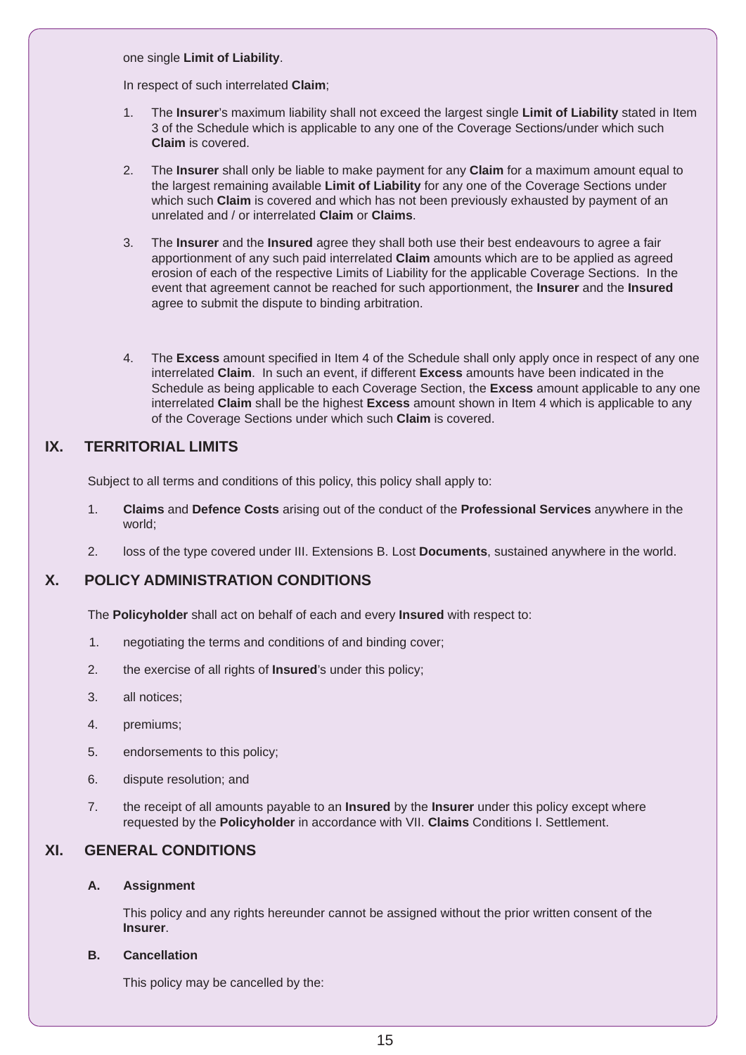one single **Limit of Liability**.

In respect of such interrelated **Claim**;

1. The **Insurer**'s maximum liability shall not exceed the largest single **Limit of Liability** stated in Item 3 of the Schedule which is applicable to any one of the Coverage Sections/under which such **Claim** is covered.

2. The **Insurer** shall only be liable to make payment for any **Claim** for a maximum amount equal to the largest remaining available **Limit of Liability** for any one of the Coverage Sections under which such **Claim** is covered and which has not been previously exhausted by payment of an unrelated and / or interrelated **Claim** or **Claims**.

3. The **Insurer** and the **Insured** agree they shall both use their best endeavours to agree a fair apportionment of any such paid interrelated **Claim** amounts which are to be applied as agreed erosion of each of the respective Limits of Liability for the applicable Coverage Sections. In the event that agreement cannot be reached for such apportionment, the **Insurer** and the **Insured** agree to submit the dispute to binding arbitration.

4. The **Excess** amount specified in Item 4 of the Schedule shall only apply once in respect of any one interrelated **Claim**. In such an event, if different **Excess** amounts have been indicated in the Schedule as being applicable to each Coverage Section, the **Excess** amount applicable to any one interrelated **Claim** shall be the highest **Excess** amount shown in Item 4 which is applicable to any of the Coverage Sections under which such **Claim** is covered.

## IX. TERRITORIAL LIMITS

Subject to all terms and conditions of this policy, this policy shall apply to:

1. **Claims** and **Defence Costs** arising out of the conduct of the **Professional Services** anywhere in the world;

2. loss of the type covered under III. Extensions B. Lost **Documents**, sustained anywhere in the world.

## X. POLICY ADMINISTRATION CONDITIONS

The **Policyholder** shall act on behalf of each and every **Insured** with respect to:

1. negotiating the terms and conditions of and binding cover;
2. the exercise of all rights of **Insured**'s under this policy;
3. all notices;
4. premiums;
5. endorsements to this policy;
6. dispute resolution; and
7. the receipt of all amounts payable to an **Insured** by the **Insurer** under this policy except where requested by the **Policyholder** in accordance with VII. **Claims** Conditions I. Settlement.

## XI. GENERAL CONDITIONS

### A. Assignment

This policy and any rights hereunder cannot be assigned without the prior written consent of the **Insurer**.

### B. Cancellation

This policy may be cancelled by the: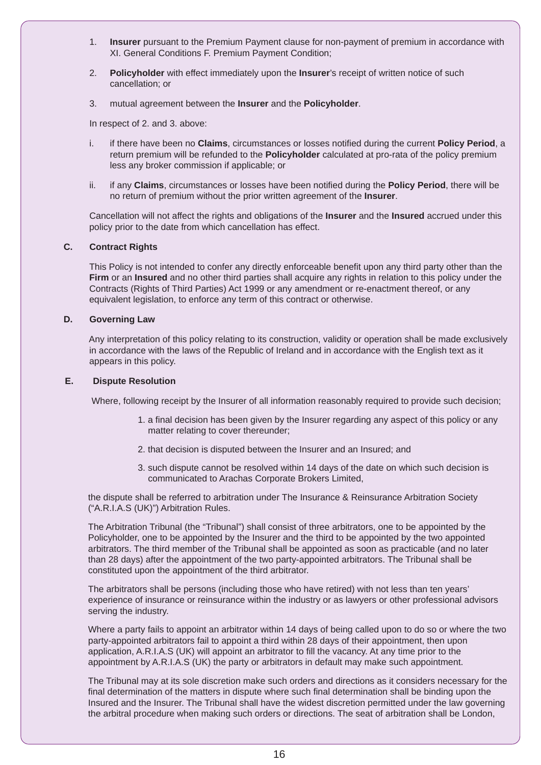1. **Insurer** pursuant to the Premium Payment clause for non-payment of premium in accordance with XI. General Conditions F. Premium Payment Condition;

2. **Policyholder** with effect immediately upon the **Insurer**'s receipt of written notice of such cancellation; or

3. mutual agreement between the **Insurer** and the **Policyholder**.

In respect of 2. and 3. above:

i. if there have been no **Claims**, circumstances or losses notified during the current **Policy Period**, a return premium will be refunded to the **Policyholder** calculated at pro-rata of the policy premium less any broker commission if applicable; or

ii. if any **Claims**, circumstances or losses have been notified during the **Policy Period**, there will be no return of premium without the prior written agreement of the **Insurer**.

Cancellation will not affect the rights and obligations of the **Insurer** and the **Insured** accrued under this policy prior to the date from which cancellation has effect.

### C. Contract Rights

This Policy is not intended to confer any directly enforceable benefit upon any third party other than the **Firm** or an **Insured** and no other third parties shall acquire any rights in relation to this policy under the Contracts (Rights of Third Parties) Act 1999 or any amendment or re-enactment thereof, or any equivalent legislation, to enforce any term of this contract or otherwise.

### D. Governing Law

Any interpretation of this policy relating to its construction, validity or operation shall be made exclusively in accordance with the laws of the Republic of Ireland and in accordance with the English text as it appears in this policy.

### E. Dispute Resolution

Where, following receipt by the Insurer of all information reasonably required to provide such decision;

1. a final decision has been given by the Insurer regarding any aspect of this policy or any matter relating to cover thereunder;
2. that decision is disputed between the Insurer and an Insured; and
3. such dispute cannot be resolved within 14 days of the date on which such decision is communicated to Arachas Corporate Brokers Limited,

the dispute shall be referred to arbitration under The Insurance & Reinsurance Arbitration Society ("A.R.I.A.S (UK)") Arbitration Rules.

The Arbitration Tribunal (the "Tribunal") shall consist of three arbitrators, one to be appointed by the Policyholder, one to be appointed by the Insurer and the third to be appointed by the two appointed arbitrators. The third member of the Tribunal shall be appointed as soon as practicable (and no later than 28 days) after the appointment of the two party-appointed arbitrators. The Tribunal shall be constituted upon the appointment of the third arbitrator.

The arbitrators shall be persons (including those who have retired) with not less than ten years' experience of insurance or reinsurance within the industry or as lawyers or other professional advisors serving the industry.

Where a party fails to appoint an arbitrator within 14 days of being called upon to do so or where the two party-appointed arbitrators fail to appoint a third within 28 days of their appointment, then upon application, A.R.I.A.S (UK) will appoint an arbitrator to fill the vacancy. At any time prior to the appointment by A.R.I.A.S (UK) the party or arbitrators in default may make such appointment.

The Tribunal may at its sole discretion make such orders and directions as it considers necessary for the final determination of the matters in dispute where such final determination shall be binding upon the Insured and the Insurer. The Tribunal shall have the widest discretion permitted under the law governing the arbitral procedure when making such orders or directions. The seat of arbitration shall be London,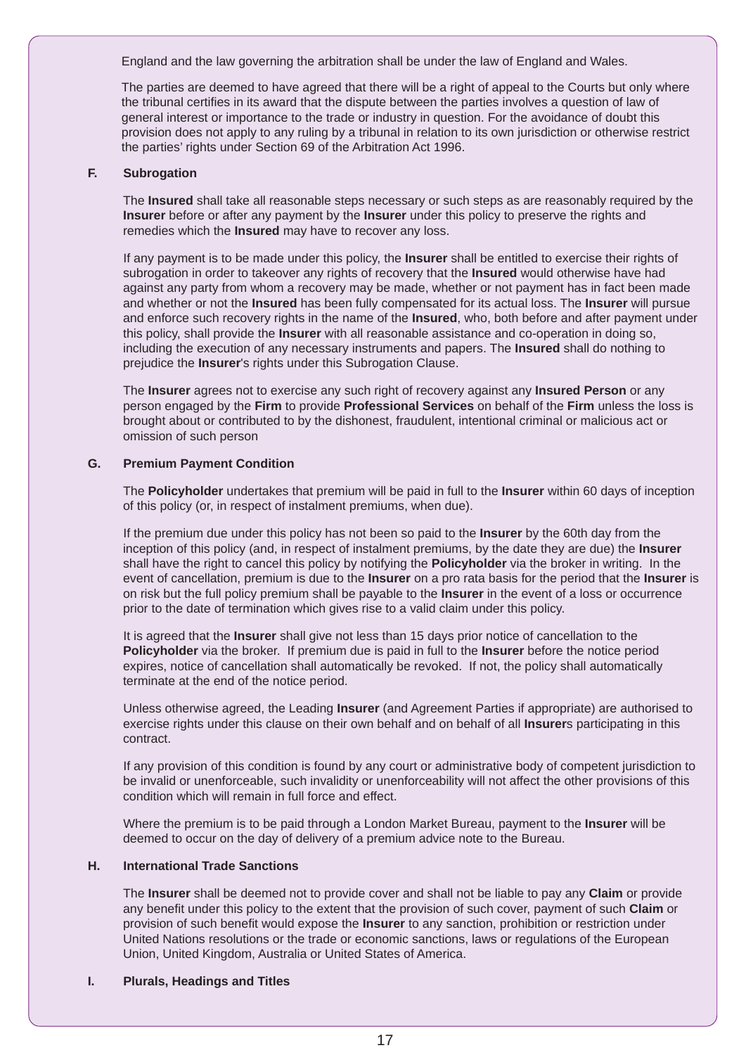England and the law governing the arbitration shall be under the law of England and Wales.

The parties are deemed to have agreed that there will be a right of appeal to the Courts but only where the tribunal certifies in its award that the dispute between the parties involves a question of law of general interest or importance to the trade or industry in question. For the avoidance of doubt this provision does not apply to any ruling by a tribunal in relation to its own jurisdiction or otherwise restrict the parties' rights under Section 69 of the Arbitration Act 1996.

**F. Subrogation**

The **Insured** shall take all reasonable steps necessary or such steps as are reasonably required by the **Insurer** before or after any payment by the **Insurer** under this policy to preserve the rights and remedies which the **Insured** may have to recover any loss.

If any payment is to be made under this policy, the **Insurer** shall be entitled to exercise their rights of subrogation in order to takeover any rights of recovery that the **Insured** would otherwise have had against any party from whom a recovery may be made, whether or not payment has in fact been made and whether or not the **Insured** has been fully compensated for its actual loss. The **Insurer** will pursue and enforce such recovery rights in the name of the **Insured**, who, both before and after payment under this policy, shall provide the **Insurer** with all reasonable assistance and co-operation in doing so, including the execution of any necessary instruments and papers. The **Insured** shall do nothing to prejudice the **Insurer**'s rights under this Subrogation Clause.

The **Insurer** agrees not to exercise any such right of recovery against any **Insured Person** or any person engaged by the **Firm** to provide **Professional Services** on behalf of the **Firm** unless the loss is brought about or contributed to by the dishonest, fraudulent, intentional criminal or malicious act or omission of such person

**G. Premium Payment Condition**

The **Policyholder** undertakes that premium will be paid in full to the **Insurer** within 60 days of inception of this policy (or, in respect of instalment premiums, when due).

If the premium due under this policy has not been so paid to the **Insurer** by the 60th day from the inception of this policy (and, in respect of instalment premiums, by the date they are due) the **Insurer** shall have the right to cancel this policy by notifying the **Policyholder** via the broker in writing. In the event of cancellation, premium is due to the **Insurer** on a pro rata basis for the period that the **Insurer** is on risk but the full policy premium shall be payable to the **Insurer** in the event of a loss or occurrence prior to the date of termination which gives rise to a valid claim under this policy.

It is agreed that the **Insurer** shall give not less than 15 days prior notice of cancellation to the **Policyholder** via the broker. If premium due is paid in full to the **Insurer** before the notice period expires, notice of cancellation shall automatically be revoked. If not, the policy shall automatically terminate at the end of the notice period.

Unless otherwise agreed, the Leading **Insurer** (and Agreement Parties if appropriate) are authorised to exercise rights under this clause on their own behalf and on behalf of all **Insurer**s participating in this contract.

If any provision of this condition is found by any court or administrative body of competent jurisdiction to be invalid or unenforceable, such invalidity or unenforceability will not affect the other provisions of this condition which will remain in full force and effect.

Where the premium is to be paid through a London Market Bureau, payment to the **Insurer** will be deemed to occur on the day of delivery of a premium advice note to the Bureau.

**H. International Trade Sanctions**

The **Insurer** shall be deemed not to provide cover and shall not be liable to pay any **Claim** or provide any benefit under this policy to the extent that the provision of such cover, payment of such **Claim** or provision of such benefit would expose the **Insurer** to any sanction, prohibition or restriction under United Nations resolutions or the trade or economic sanctions, laws or regulations of the European Union, United Kingdom, Australia or United States of America.

**I. Plurals, Headings and Titles**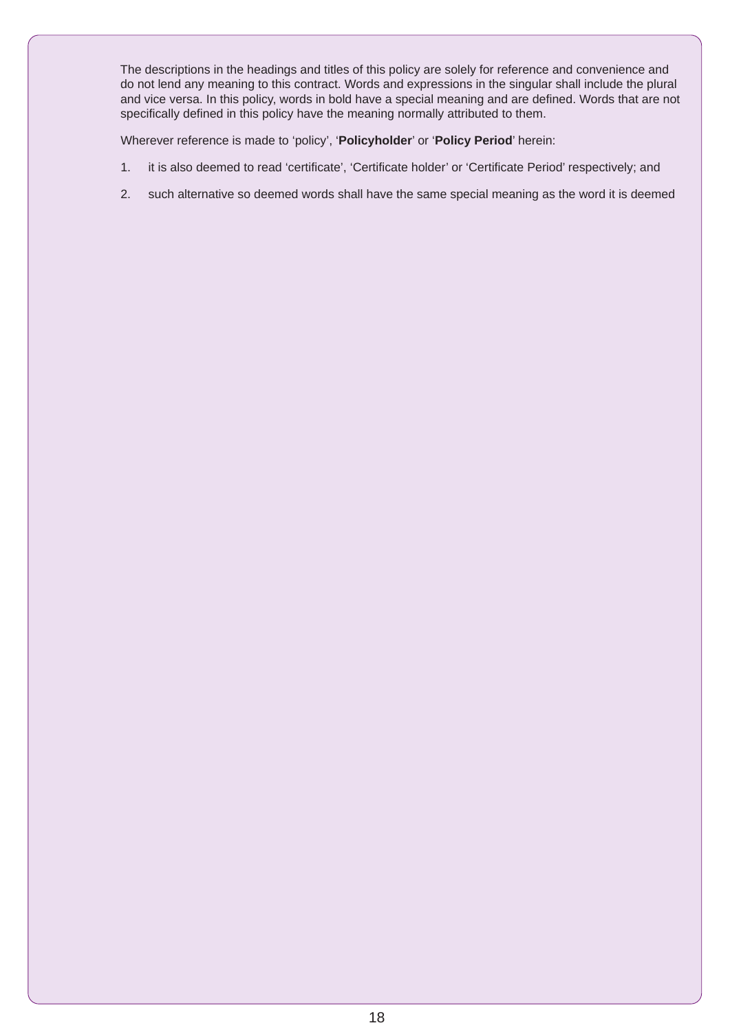The descriptions in the headings and titles of this policy are solely for reference and convenience and do not lend any meaning to this contract. Words and expressions in the singular shall include the plural and vice versa. In this policy, words in bold have a special meaning and are defined. Words that are not specifically defined in this policy have the meaning normally attributed to them.

Wherever reference is made to 'policy', '**Policyholder**' or '**Policy Period**' herein:

1. it is also deemed to read 'certificate', 'Certificate holder' or 'Certificate Period' respectively; and
2. such alternative so deemed words shall have the same special meaning as the word it is deemed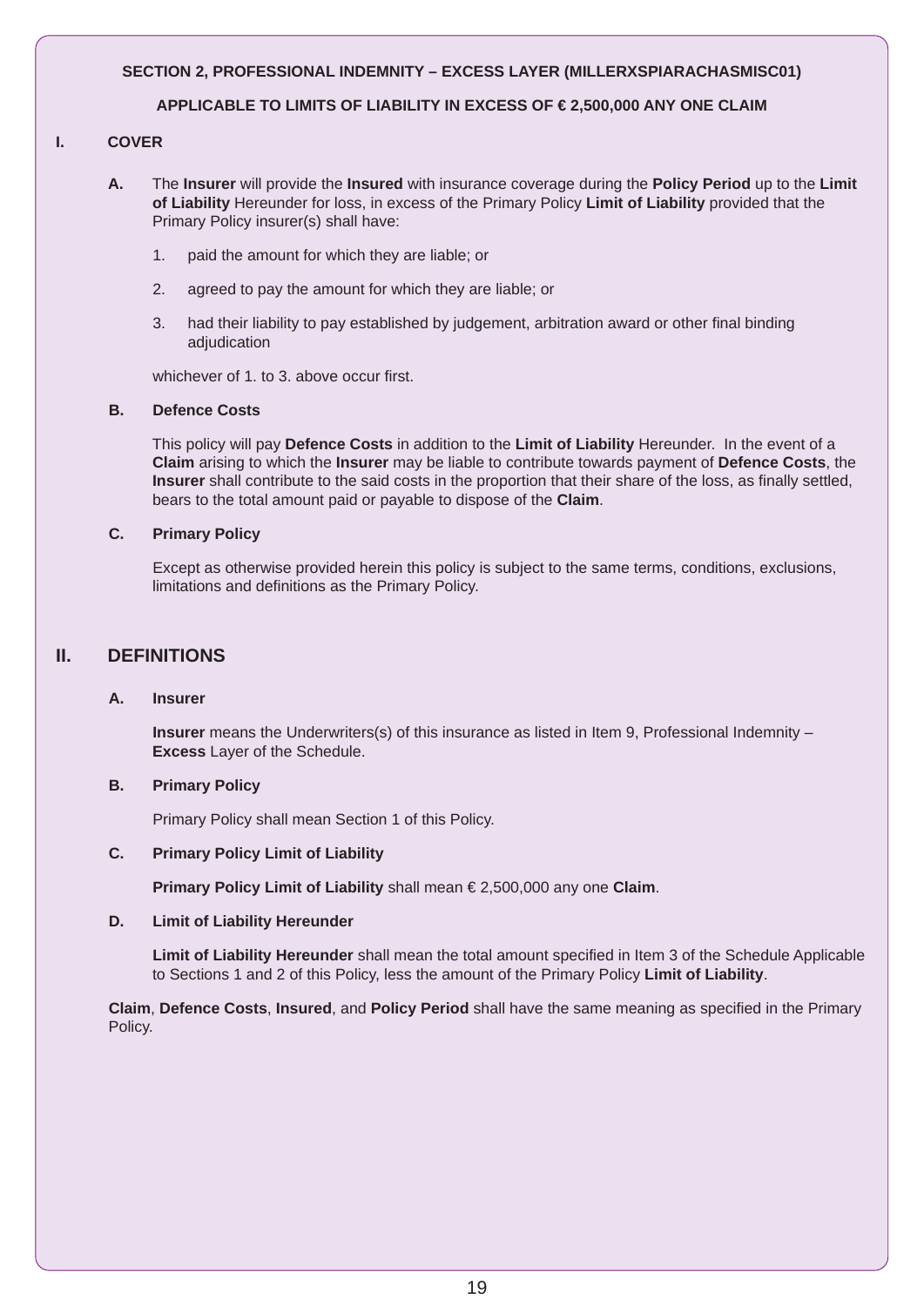**SECTION 2, PROFESSIONAL INDEMNITY – EXCESS LAYER (MILLERXSPIARACHASMISC01)**

**APPLICABLE TO LIMITS OF LIABILITY IN EXCESS OF € 2,500,000 ANY ONE CLAIM**

## I. COVER

**A.** The **Insurer** will provide the **Insured** with insurance coverage during the **Policy Period** up to the **Limit of Liability** Hereunder for loss, in excess of the Primary Policy **Limit of Liability** provided that the Primary Policy insurer(s) shall have:

1. paid the amount for which they are liable; or
2. agreed to pay the amount for which they are liable; or
3. had their liability to pay established by judgement, arbitration award or other final binding adjudication

whichever of 1. to 3. above occur first.

**B. Defence Costs**

This policy will pay **Defence Costs** in addition to the **Limit of Liability** Hereunder. In the event of a **Claim** arising to which the **Insurer** may be liable to contribute towards payment of **Defence Costs**, the **Insurer** shall contribute to the said costs in the proportion that their share of the loss, as finally settled, bears to the total amount paid or payable to dispose of the **Claim**.

**C. Primary Policy**

Except as otherwise provided herein this policy is subject to the same terms, conditions, exclusions, limitations and definitions as the Primary Policy.

## II. DEFINITIONS

**A. Insurer**

**Insurer** means the Underwriters(s) of this insurance as listed in Item 9, Professional Indemnity – **Excess** Layer of the Schedule.

**B. Primary Policy**

Primary Policy shall mean Section 1 of this Policy.

**C. Primary Policy Limit of Liability**

**Primary Policy Limit of Liability** shall mean € 2,500,000 any one **Claim**.

**D. Limit of Liability Hereunder**

**Limit of Liability Hereunder** shall mean the total amount specified in Item 3 of the Schedule Applicable to Sections 1 and 2 of this Policy, less the amount of the Primary Policy **Limit of Liability**.

**Claim**, **Defence Costs**, **Insured**, and **Policy Period** shall have the same meaning as specified in the Primary Policy.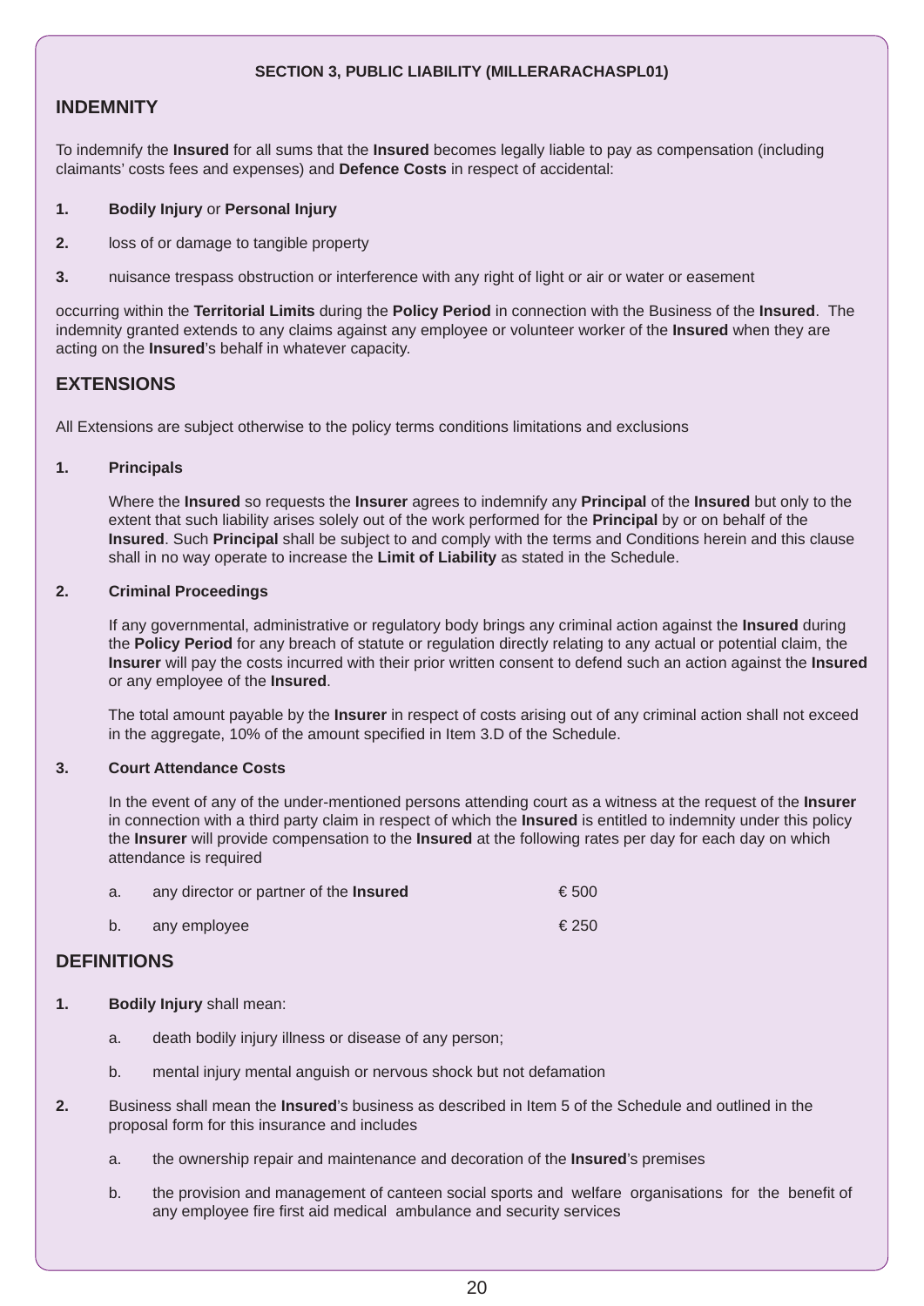**SECTION 3, PUBLIC LIABILITY (MILLERARACHASPL01)**

## INDEMNITY

To indemnify the **Insured** for all sums that the **Insured** becomes legally liable to pay as compensation (including claimants' costs fees and expenses) and **Defence Costs** in respect of accidental:

1. **Bodily Injury** or **Personal Injury**
2. loss of or damage to tangible property
3. nuisance trespass obstruction or interference with any right of light or air or water or easement

occurring within the **Territorial Limits** during the **Policy Period** in connection with the Business of the **Insured**. The indemnity granted extends to any claims against any employee or volunteer worker of the **Insured** when they are acting on the **Insured**'s behalf in whatever capacity.

## EXTENSIONS

All Extensions are subject otherwise to the policy terms conditions limitations and exclusions

**1. Principals**

Where the **Insured** so requests the **Insurer** agrees to indemnify any **Principal** of the **Insured** but only to the extent that such liability arises solely out of the work performed for the **Principal** by or on behalf of the **Insured**. Such **Principal** shall be subject to and comply with the terms and Conditions herein and this clause shall in no way operate to increase the **Limit of Liability** as stated in the Schedule.

**2. Criminal Proceedings**

If any governmental, administrative or regulatory body brings any criminal action against the **Insured** during the **Policy Period** for any breach of statute or regulation directly relating to any actual or potential claim, the **Insurer** will pay the costs incurred with their prior written consent to defend such an action against the **Insured** or any employee of the **Insured**.

The total amount payable by the **Insurer** in respect of costs arising out of any criminal action shall not exceed in the aggregate, 10% of the amount specified in Item 3.D of the Schedule.

**3. Court Attendance Costs**

In the event of any of the under-mentioned persons attending court as a witness at the request of the **Insurer** in connection with a third party claim in respect of which the **Insured** is entitled to indemnity under this policy the **Insurer** will provide compensation to the **Insured** at the following rates per day for each day on which attendance is required

a. any director or partner of the **Insured** € 500

b. any employee € 250

## DEFINITIONS

1. **Bodily Injury** shall mean:
   a. death bodily injury illness or disease of any person;
   b. mental injury mental anguish or nervous shock but not defamation
2. Business shall mean the **Insured**'s business as described in Item 5 of the Schedule and outlined in the proposal form for this insurance and includes
   a. the ownership repair and maintenance and decoration of the **Insured**'s premises
   b. the provision and management of canteen social sports and welfare organisations for the benefit of any employee fire first aid medical ambulance and security services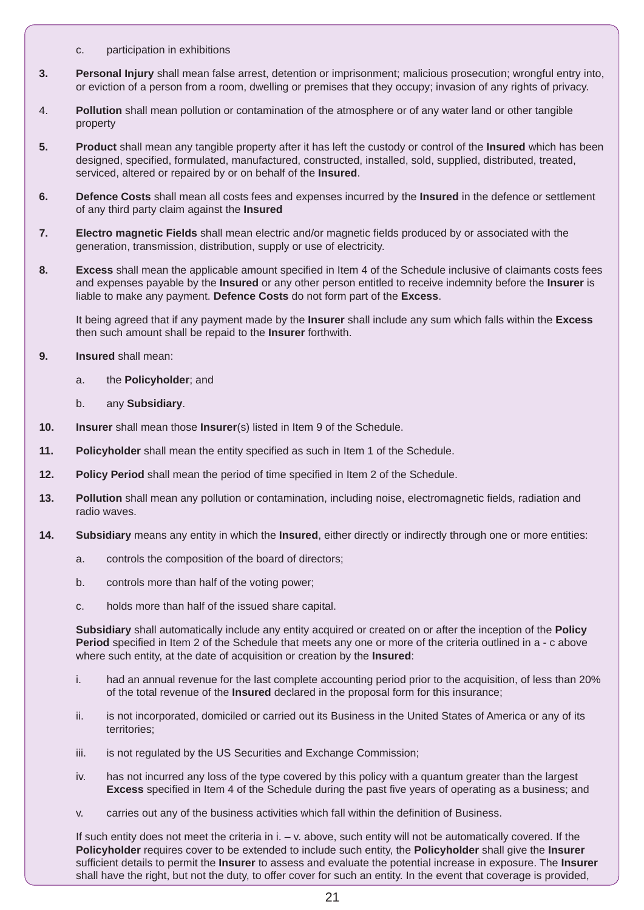c. participation in exhibitions

**3.** **Personal Injury** shall mean false arrest, detention or imprisonment; malicious prosecution; wrongful entry into, or eviction of a person from a room, dwelling or premises that they occupy; invasion of any rights of privacy.

4. **Pollution** shall mean pollution or contamination of the atmosphere or of any water land or other tangible property

**5.** **Product** shall mean any tangible property after it has left the custody or control of the **Insured** which has been designed, specified, formulated, manufactured, constructed, installed, sold, supplied, distributed, treated, serviced, altered or repaired by or on behalf of the **Insured**.

**6.** **Defence Costs** shall mean all costs fees and expenses incurred by the **Insured** in the defence or settlement of any third party claim against the **Insured**

**7.** **Electro magnetic Fields** shall mean electric and/or magnetic fields produced by or associated with the generation, transmission, distribution, supply or use of electricity.

**8.** **Excess** shall mean the applicable amount specified in Item 4 of the Schedule inclusive of claimants costs fees and expenses payable by the **Insured** or any other person entitled to receive indemnity before the **Insurer** is liable to make any payment. **Defence Costs** do not form part of the **Excess**.

It being agreed that if any payment made by the **Insurer** shall include any sum which falls within the **Excess** then such amount shall be repaid to the **Insurer** forthwith.

**9.** **Insured** shall mean:

a. the **Policyholder**; and

b. any **Subsidiary**.

**10.** **Insurer** shall mean those **Insurer**(s) listed in Item 9 of the Schedule.

**11.** **Policyholder** shall mean the entity specified as such in Item 1 of the Schedule.

**12.** **Policy Period** shall mean the period of time specified in Item 2 of the Schedule.

**13.** **Pollution** shall mean any pollution or contamination, including noise, electromagnetic fields, radiation and radio waves.

**14.** **Subsidiary** means any entity in which the **Insured**, either directly or indirectly through one or more entities:

a. controls the composition of the board of directors;

b. controls more than half of the voting power;

c. holds more than half of the issued share capital.

**Subsidiary** shall automatically include any entity acquired or created on or after the inception of the **Policy Period** specified in Item 2 of the Schedule that meets any one or more of the criteria outlined in a - c above where such entity, at the date of acquisition or creation by the **Insured**:

i. had an annual revenue for the last complete accounting period prior to the acquisition, of less than 20% of the total revenue of the **Insured** declared in the proposal form for this insurance;

ii. is not incorporated, domiciled or carried out its Business in the United States of America or any of its territories;

iii. is not regulated by the US Securities and Exchange Commission;

iv. has not incurred any loss of the type covered by this policy with a quantum greater than the largest **Excess** specified in Item 4 of the Schedule during the past five years of operating as a business; and

v. carries out any of the business activities which fall within the definition of Business.

If such entity does not meet the criteria in i. – v. above, such entity will not be automatically covered. If the **Policyholder** requires cover to be extended to include such entity, the **Policyholder** shall give the **Insurer** sufficient details to permit the **Insurer** to assess and evaluate the potential increase in exposure. The **Insurer** shall have the right, but not the duty, to offer cover for such an entity. In the event that coverage is provided,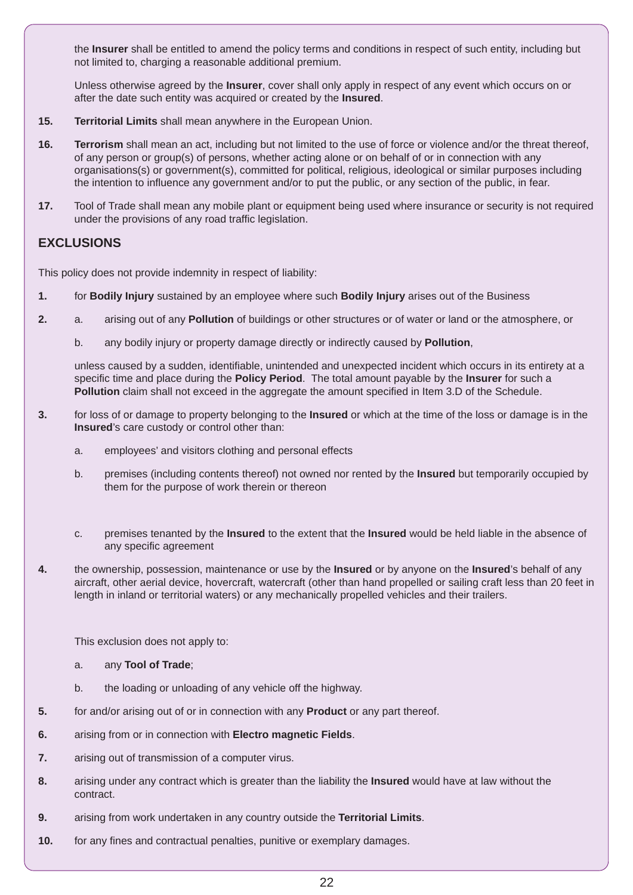the **Insurer** shall be entitled to amend the policy terms and conditions in respect of such entity, including but not limited to, charging a reasonable additional premium.

Unless otherwise agreed by the **Insurer**, cover shall only apply in respect of any event which occurs on or after the date such entity was acquired or created by the **Insured**.

**15.** **Territorial Limits** shall mean anywhere in the European Union.

**16.** **Terrorism** shall mean an act, including but not limited to the use of force or violence and/or the threat thereof, of any person or group(s) of persons, whether acting alone or on behalf of or in connection with any organisations(s) or government(s), committed for political, religious, ideological or similar purposes including the intention to influence any government and/or to put the public, or any section of the public, in fear.

**17.** Tool of Trade shall mean any mobile plant or equipment being used where insurance or security is not required under the provisions of any road traffic legislation.

## EXCLUSIONS

This policy does not provide indemnity in respect of liability:

**1.** for **Bodily Injury** sustained by an employee where such **Bodily Injury** arises out of the Business

**2.** a. arising out of any **Pollution** of buildings or other structures or of water or land or the atmosphere, or

b. any bodily injury or property damage directly or indirectly caused by **Pollution**,

unless caused by a sudden, identifiable, unintended and unexpected incident which occurs in its entirety at a specific time and place during the **Policy Period**. The total amount payable by the **Insurer** for such a **Pollution** claim shall not exceed in the aggregate the amount specified in Item 3.D of the Schedule.

**3.** for loss of or damage to property belonging to the **Insured** or which at the time of the loss or damage is in the **Insured**'s care custody or control other than:

a. employees' and visitors clothing and personal effects

b. premises (including contents thereof) not owned nor rented by the **Insured** but temporarily occupied by them for the purpose of work therein or thereon

c. premises tenanted by the **Insured** to the extent that the **Insured** would be held liable in the absence of any specific agreement

**4.** the ownership, possession, maintenance or use by the **Insured** or by anyone on the **Insured**'s behalf of any aircraft, other aerial device, hovercraft, watercraft (other than hand propelled or sailing craft less than 20 feet in length in inland or territorial waters) or any mechanically propelled vehicles and their trailers.

This exclusion does not apply to:

a. any **Tool of Trade**;

b. the loading or unloading of any vehicle off the highway.

**5.** for and/or arising out of or in connection with any **Product** or any part thereof.

**6.** arising from or in connection with **Electro magnetic Fields**.

**7.** arising out of transmission of a computer virus.

**8.** arising under any contract which is greater than the liability the **Insured** would have at law without the contract.

**9.** arising from work undertaken in any country outside the **Territorial Limits**.

**10.** for any fines and contractual penalties, punitive or exemplary damages.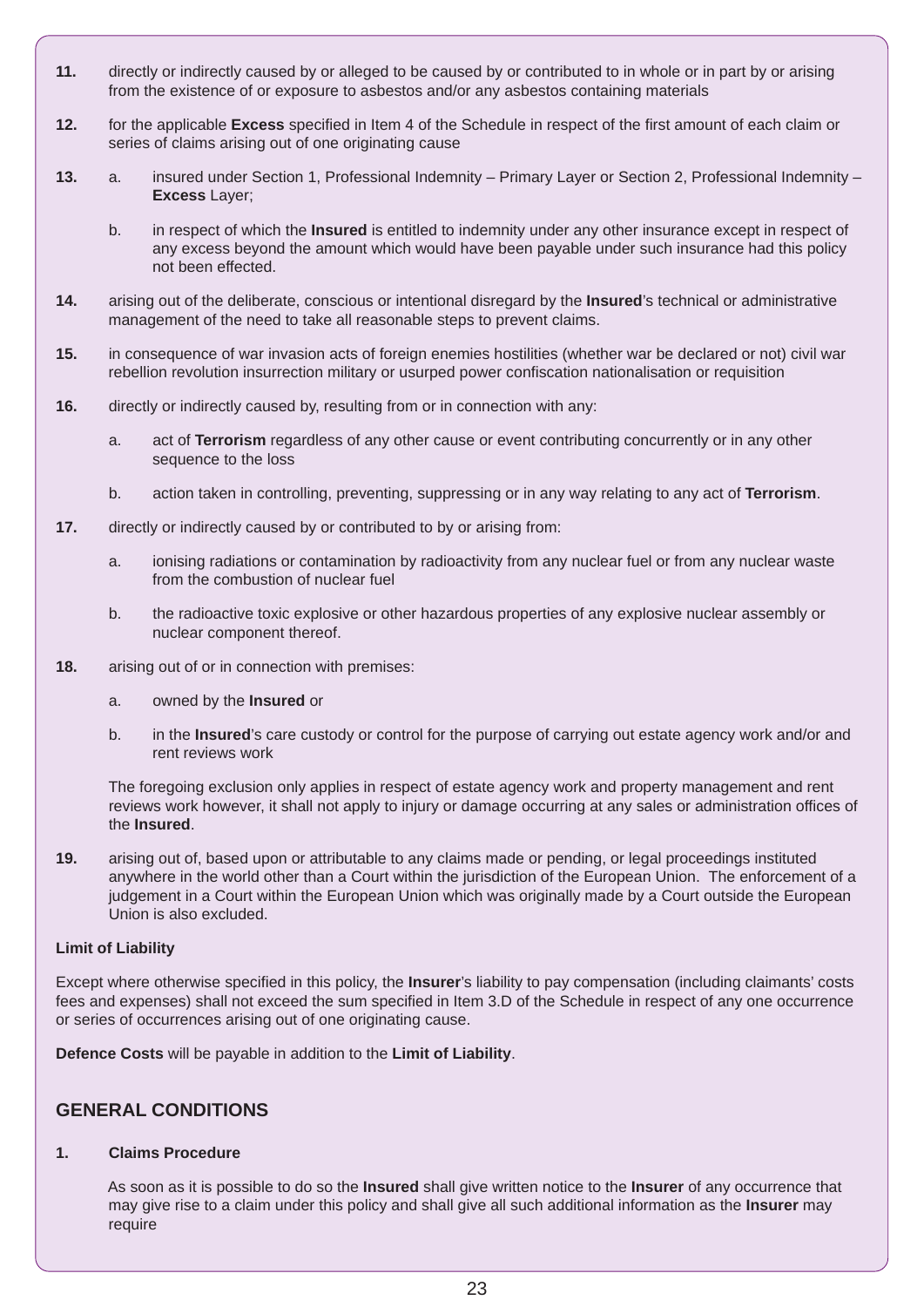**11.** directly or indirectly caused by or alleged to be caused by or contributed to in whole or in part by or arising from the existence of or exposure to asbestos and/or any asbestos containing materials

**12.** for the applicable **Excess** specified in Item 4 of the Schedule in respect of the first amount of each claim or series of claims arising out of one originating cause

**13.** a. insured under Section 1, Professional Indemnity – Primary Layer or Section 2, Professional Indemnity – **Excess** Layer;

b. in respect of which the **Insured** is entitled to indemnity under any other insurance except in respect of any excess beyond the amount which would have been payable under such insurance had this policy not been effected.

**14.** arising out of the deliberate, conscious or intentional disregard by the **Insured**'s technical or administrative management of the need to take all reasonable steps to prevent claims.

**15.** in consequence of war invasion acts of foreign enemies hostilities (whether war be declared or not) civil war rebellion revolution insurrection military or usurped power confiscation nationalisation or requisition

**16.** directly or indirectly caused by, resulting from or in connection with any:

a. act of **Terrorism** regardless of any other cause or event contributing concurrently or in any other sequence to the loss

b. action taken in controlling, preventing, suppressing or in any way relating to any act of **Terrorism**.

**17.** directly or indirectly caused by or contributed to by or arising from:

a. ionising radiations or contamination by radioactivity from any nuclear fuel or from any nuclear waste from the combustion of nuclear fuel

b. the radioactive toxic explosive or other hazardous properties of any explosive nuclear assembly or nuclear component thereof.

**18.** arising out of or in connection with premises:

a. owned by the **Insured** or

b. in the **Insured**'s care custody or control for the purpose of carrying out estate agency work and/or and rent reviews work

The foregoing exclusion only applies in respect of estate agency work and property management and rent reviews work however, it shall not apply to injury or damage occurring at any sales or administration offices of the **Insured**.

**19.** arising out of, based upon or attributable to any claims made or pending, or legal proceedings instituted anywhere in the world other than a Court within the jurisdiction of the European Union. The enforcement of a judgement in a Court within the European Union which was originally made by a Court outside the European Union is also excluded.

**Limit of Liability**

Except where otherwise specified in this policy, the **Insurer**'s liability to pay compensation (including claimants' costs fees and expenses) shall not exceed the sum specified in Item 3.D of the Schedule in respect of any one occurrence or series of occurrences arising out of one originating cause.

**Defence Costs** will be payable in addition to the **Limit of Liability**.

## GENERAL CONDITIONS

**1. Claims Procedure**

As soon as it is possible to do so the **Insured** shall give written notice to the **Insurer** of any occurrence that may give rise to a claim under this policy and shall give all such additional information as the **Insurer** may require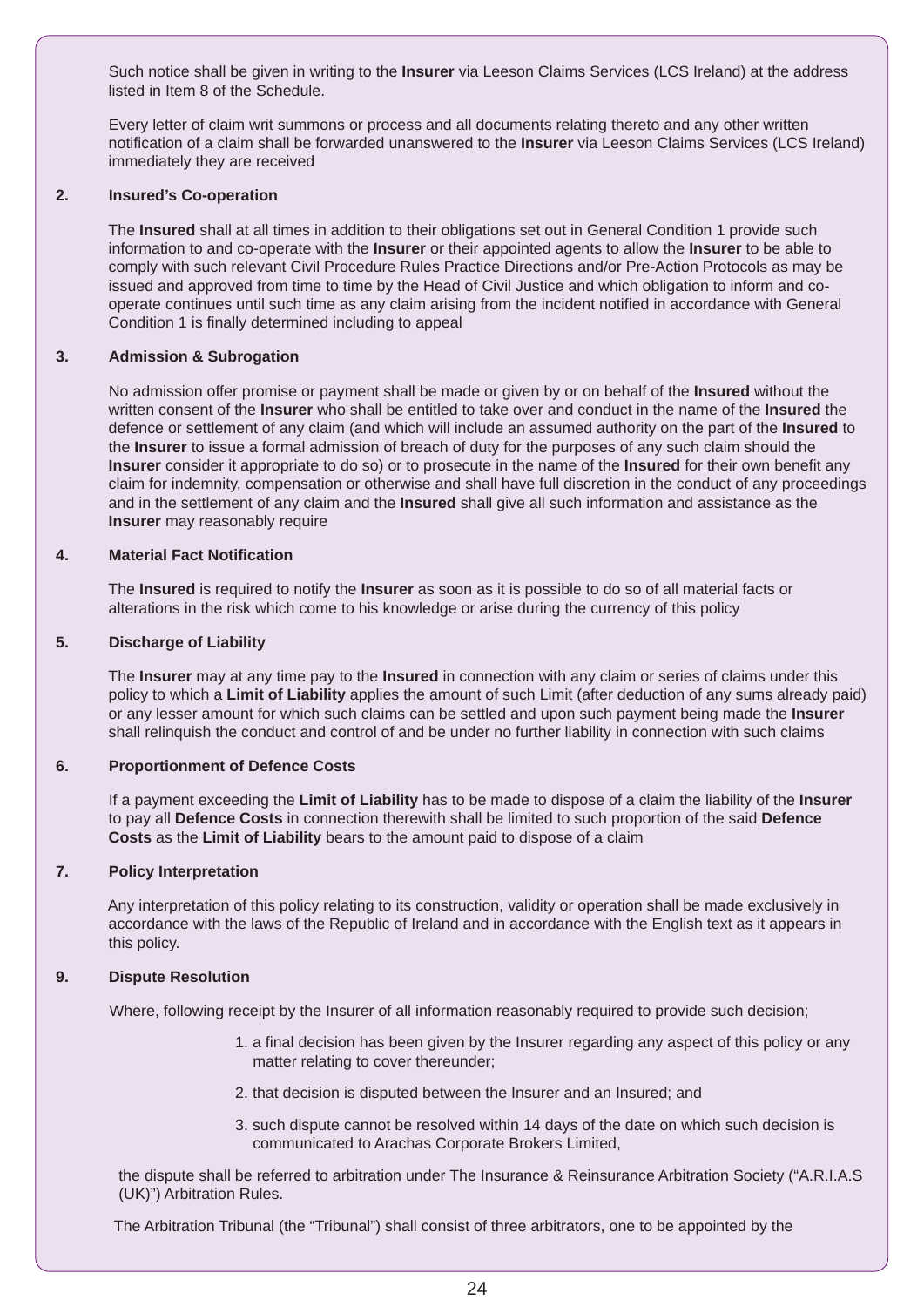Such notice shall be given in writing to the **Insurer** via Leeson Claims Services (LCS Ireland) at the address listed in Item 8 of the Schedule.

Every letter of claim writ summons or process and all documents relating thereto and any other written notification of a claim shall be forwarded unanswered to the **Insurer** via Leeson Claims Services (LCS Ireland) immediately they are received

**2. Insured's Co-operation**

The **Insured** shall at all times in addition to their obligations set out in General Condition 1 provide such information to and co-operate with the **Insurer** or their appointed agents to allow the **Insurer** to be able to comply with such relevant Civil Procedure Rules Practice Directions and/or Pre-Action Protocols as may be issued and approved from time to time by the Head of Civil Justice and which obligation to inform and co-operate continues until such time as any claim arising from the incident notified in accordance with General Condition 1 is finally determined including to appeal

**3. Admission & Subrogation**

No admission offer promise or payment shall be made or given by or on behalf of the **Insured** without the written consent of the **Insurer** who shall be entitled to take over and conduct in the name of the **Insured** the defence or settlement of any claim (and which will include an assumed authority on the part of the **Insured** to the **Insurer** to issue a formal admission of breach of duty for the purposes of any such claim should the **Insurer** consider it appropriate to do so) or to prosecute in the name of the **Insured** for their own benefit any claim for indemnity, compensation or otherwise and shall have full discretion in the conduct of any proceedings and in the settlement of any claim and the **Insured** shall give all such information and assistance as the **Insurer** may reasonably require

**4. Material Fact Notification**

The **Insured** is required to notify the **Insurer** as soon as it is possible to do so of all material facts or alterations in the risk which come to his knowledge or arise during the currency of this policy

**5. Discharge of Liability**

The **Insurer** may at any time pay to the **Insured** in connection with any claim or series of claims under this policy to which a **Limit of Liability** applies the amount of such Limit (after deduction of any sums already paid) or any lesser amount for which such claims can be settled and upon such payment being made the **Insurer** shall relinquish the conduct and control of and be under no further liability in connection with such claims

**6. Proportionment of Defence Costs**

If a payment exceeding the **Limit of Liability** has to be made to dispose of a claim the liability of the **Insurer** to pay all **Defence Costs** in connection therewith shall be limited to such proportion of the said **Defence Costs** as the **Limit of Liability** bears to the amount paid to dispose of a claim

**7. Policy Interpretation**

Any interpretation of this policy relating to its construction, validity or operation shall be made exclusively in accordance with the laws of the Republic of Ireland and in accordance with the English text as it appears in this policy.

**9. Dispute Resolution**

Where, following receipt by the Insurer of all information reasonably required to provide such decision;

1. a final decision has been given by the Insurer regarding any aspect of this policy or any matter relating to cover thereunder;
2. that decision is disputed between the Insurer and an Insured; and
3. such dispute cannot be resolved within 14 days of the date on which such decision is communicated to Arachas Corporate Brokers Limited,

the dispute shall be referred to arbitration under The Insurance & Reinsurance Arbitration Society ("A.R.I.A.S (UK)") Arbitration Rules.

The Arbitration Tribunal (the "Tribunal") shall consist of three arbitrators, one to be appointed by the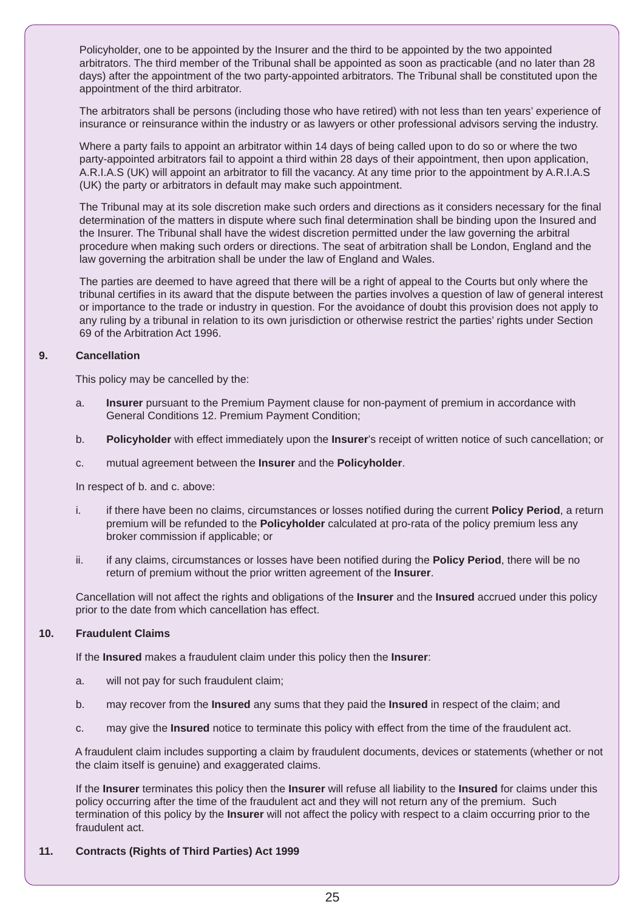Policyholder, one to be appointed by the Insurer and the third to be appointed by the two appointed arbitrators. The third member of the Tribunal shall be appointed as soon as practicable (and no later than 28 days) after the appointment of the two party-appointed arbitrators. The Tribunal shall be constituted upon the appointment of the third arbitrator.

The arbitrators shall be persons (including those who have retired) with not less than ten years' experience of insurance or reinsurance within the industry or as lawyers or other professional advisors serving the industry.

Where a party fails to appoint an arbitrator within 14 days of being called upon to do so or where the two party-appointed arbitrators fail to appoint a third within 28 days of their appointment, then upon application, A.R.I.A.S (UK) will appoint an arbitrator to fill the vacancy. At any time prior to the appointment by A.R.I.A.S (UK) the party or arbitrators in default may make such appointment.

The Tribunal may at its sole discretion make such orders and directions as it considers necessary for the final determination of the matters in dispute where such final determination shall be binding upon the Insured and the Insurer. The Tribunal shall have the widest discretion permitted under the law governing the arbitral procedure when making such orders or directions. The seat of arbitration shall be London, England and the law governing the arbitration shall be under the law of England and Wales.

The parties are deemed to have agreed that there will be a right of appeal to the Courts but only where the tribunal certifies in its award that the dispute between the parties involves a question of law of general interest or importance to the trade or industry in question. For the avoidance of doubt this provision does not apply to any ruling by a tribunal in relation to its own jurisdiction or otherwise restrict the parties' rights under Section 69 of the Arbitration Act 1996.

**9. Cancellation**

This policy may be cancelled by the:

a. **Insurer** pursuant to the Premium Payment clause for non-payment of premium in accordance with General Conditions 12. Premium Payment Condition;

b. **Policyholder** with effect immediately upon the **Insurer**'s receipt of written notice of such cancellation; or

c. mutual agreement between the **Insurer** and the **Policyholder**.

In respect of b. and c. above:

i. if there have been no claims, circumstances or losses notified during the current **Policy Period**, a return premium will be refunded to the **Policyholder** calculated at pro-rata of the policy premium less any broker commission if applicable; or

ii. if any claims, circumstances or losses have been notified during the **Policy Period**, there will be no return of premium without the prior written agreement of the **Insurer**.

Cancellation will not affect the rights and obligations of the **Insurer** and the **Insured** accrued under this policy prior to the date from which cancellation has effect.

**10. Fraudulent Claims**

If the **Insured** makes a fraudulent claim under this policy then the **Insurer**:

a. will not pay for such fraudulent claim;

b. may recover from the **Insured** any sums that they paid the **Insured** in respect of the claim; and

c. may give the **Insured** notice to terminate this policy with effect from the time of the fraudulent act.

A fraudulent claim includes supporting a claim by fraudulent documents, devices or statements (whether or not the claim itself is genuine) and exaggerated claims.

If the **Insurer** terminates this policy then the **Insurer** will refuse all liability to the **Insured** for claims under this policy occurring after the time of the fraudulent act and they will not return any of the premium. Such termination of this policy by the **Insurer** will not affect the policy with respect to a claim occurring prior to the fraudulent act.

**11. Contracts (Rights of Third Parties) Act 1999**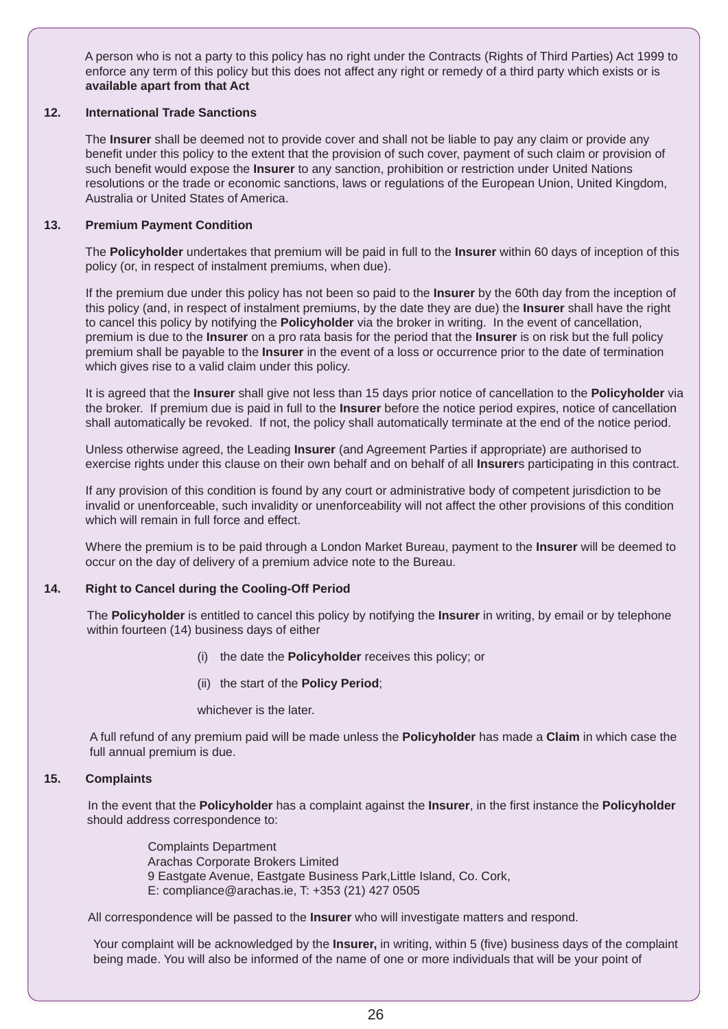A person who is not a party to this policy has no right under the Contracts (Rights of Third Parties) Act 1999 to enforce any term of this policy but this does not affect any right or remedy of a third party which exists or is **available apart from that Act**

### 12. International Trade Sanctions

The **Insurer** shall be deemed not to provide cover and shall not be liable to pay any claim or provide any benefit under this policy to the extent that the provision of such cover, payment of such claim or provision of such benefit would expose the **Insurer** to any sanction, prohibition or restriction under United Nations resolutions or the trade or economic sanctions, laws or regulations of the European Union, United Kingdom, Australia or United States of America.

### 13. Premium Payment Condition

The **Policyholder** undertakes that premium will be paid in full to the **Insurer** within 60 days of inception of this policy (or, in respect of instalment premiums, when due).

If the premium due under this policy has not been so paid to the **Insurer** by the 60th day from the inception of this policy (and, in respect of instalment premiums, by the date they are due) the **Insurer** shall have the right to cancel this policy by notifying the **Policyholder** via the broker in writing. In the event of cancellation, premium is due to the **Insurer** on a pro rata basis for the period that the **Insurer** is on risk but the full policy premium shall be payable to the **Insurer** in the event of a loss or occurrence prior to the date of termination which gives rise to a valid claim under this policy.

It is agreed that the **Insurer** shall give not less than 15 days prior notice of cancellation to the **Policyholder** via the broker. If premium due is paid in full to the **Insurer** before the notice period expires, notice of cancellation shall automatically be revoked. If not, the policy shall automatically terminate at the end of the notice period.

Unless otherwise agreed, the Leading **Insurer** (and Agreement Parties if appropriate) are authorised to exercise rights under this clause on their own behalf and on behalf of all **Insurer**s participating in this contract.

If any provision of this condition is found by any court or administrative body of competent jurisdiction to be invalid or unenforceable, such invalidity or unenforceability will not affect the other provisions of this condition which will remain in full force and effect.

Where the premium is to be paid through a London Market Bureau, payment to the **Insurer** will be deemed to occur on the day of delivery of a premium advice note to the Bureau.

### 14. Right to Cancel during the Cooling-Off Period

The **Policyholder** is entitled to cancel this policy by notifying the **Insurer** in writing, by email or by telephone within fourteen (14) business days of either

(i) the date the **Policyholder** receives this policy; or

(ii) the start of the **Policy Period**;

whichever is the later.

A full refund of any premium paid will be made unless the **Policyholder** has made a **Claim** in which case the full annual premium is due.

### 15. Complaints

In the event that the **Policyholder** has a complaint against the **Insurer**, in the first instance the **Policyholder** should address correspondence to:

Complaints Department
Arachas Corporate Brokers Limited
9 Eastgate Avenue, Eastgate Business Park,Little Island, Co. Cork,
E: compliance@arachas.ie, T: +353 (21) 427 0505

All correspondence will be passed to the **Insurer** who will investigate matters and respond.

Your complaint will be acknowledged by the **Insurer,** in writing, within 5 (five) business days of the complaint being made. You will also be informed of the name of one or more individuals that will be your point of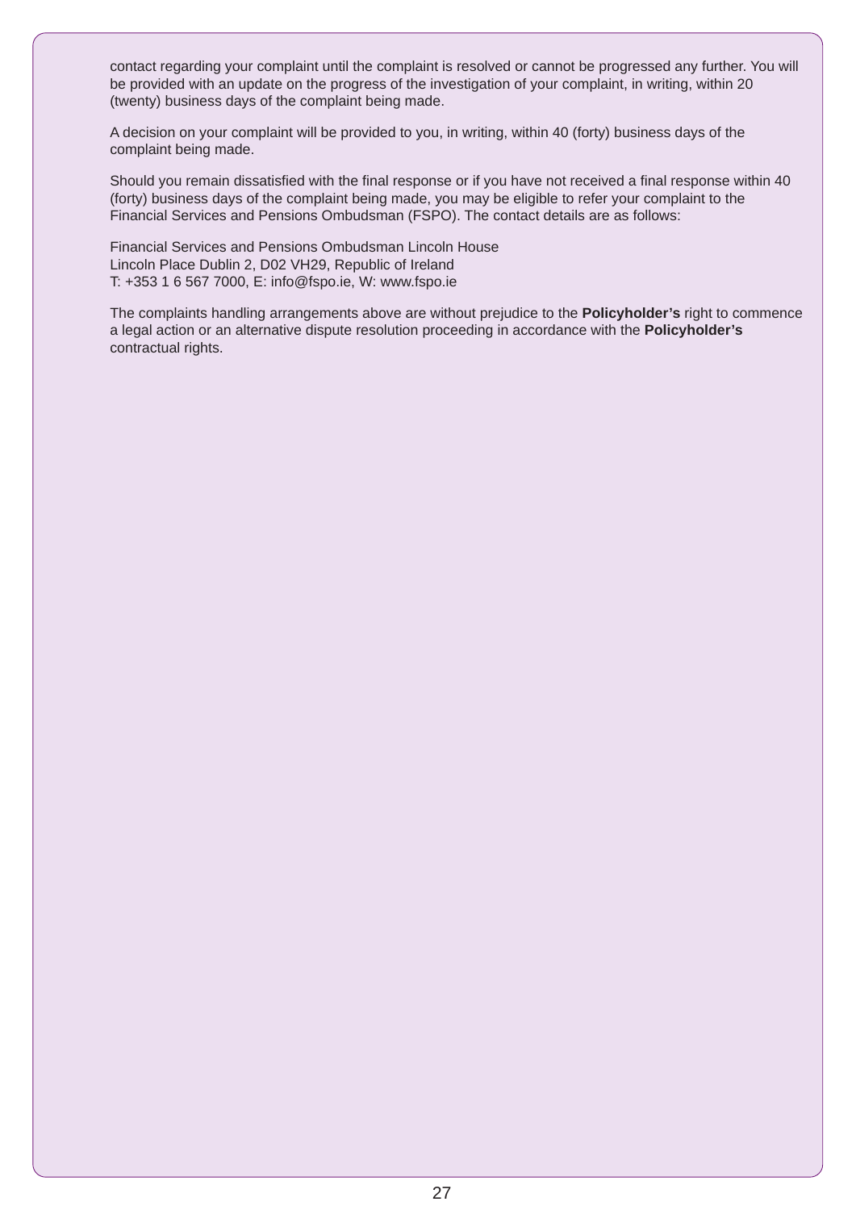contact regarding your complaint until the complaint is resolved or cannot be progressed any further. You will be provided with an update on the progress of the investigation of your complaint, in writing, within 20 (twenty) business days of the complaint being made.

A decision on your complaint will be provided to you, in writing, within 40 (forty) business days of the complaint being made.

Should you remain dissatisfied with the final response or if you have not received a final response within 40 (forty) business days of the complaint being made, you may be eligible to refer your complaint to the Financial Services and Pensions Ombudsman (FSPO). The contact details are as follows:

Financial Services and Pensions Ombudsman Lincoln House
Lincoln Place Dublin 2, D02 VH29, Republic of Ireland
T: +353 1 6 567 7000, E: info@fspo.ie, W: www.fspo.ie

The complaints handling arrangements above are without prejudice to the **Policyholder's** right to commence a legal action or an alternative dispute resolution proceeding in accordance with the **Policyholder's** contractual rights.